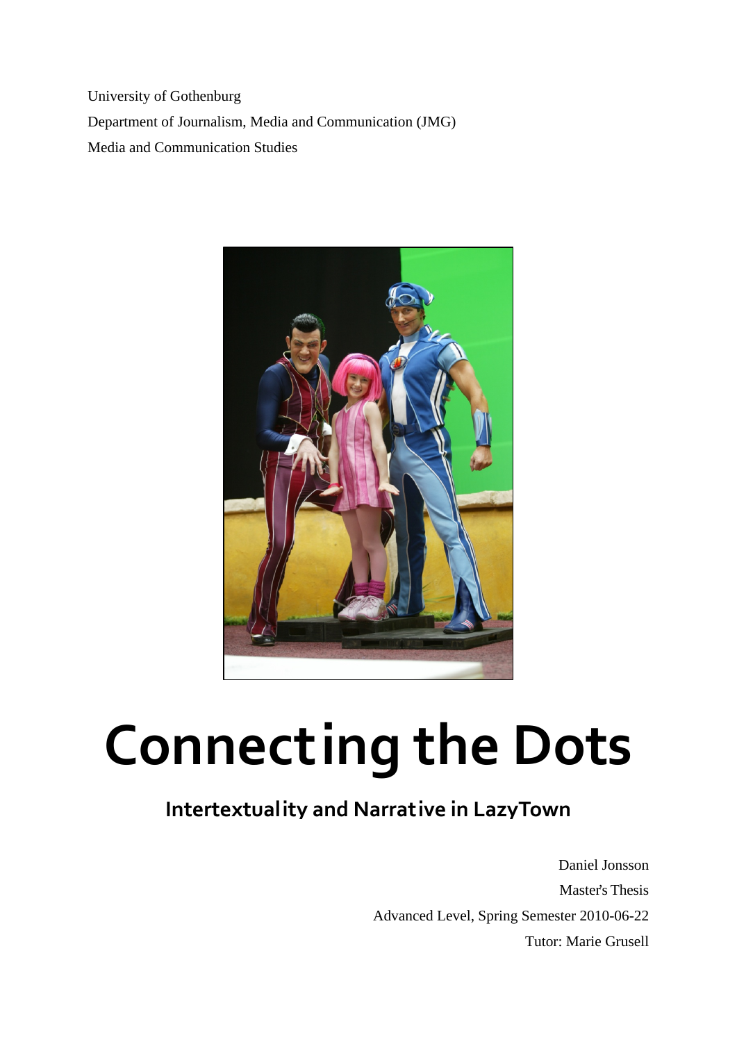University of Gothenburg

Department of Journalism, Media and Communication (JMG)

Media and Communication Studies

# Connecting the Dots

## Intertextuality and Narrative in LazyTown

Daniel Jonsson

Master's Thesis

Advanced Level, Spring Semester 2010-06-22

Tutor: Marie Grusell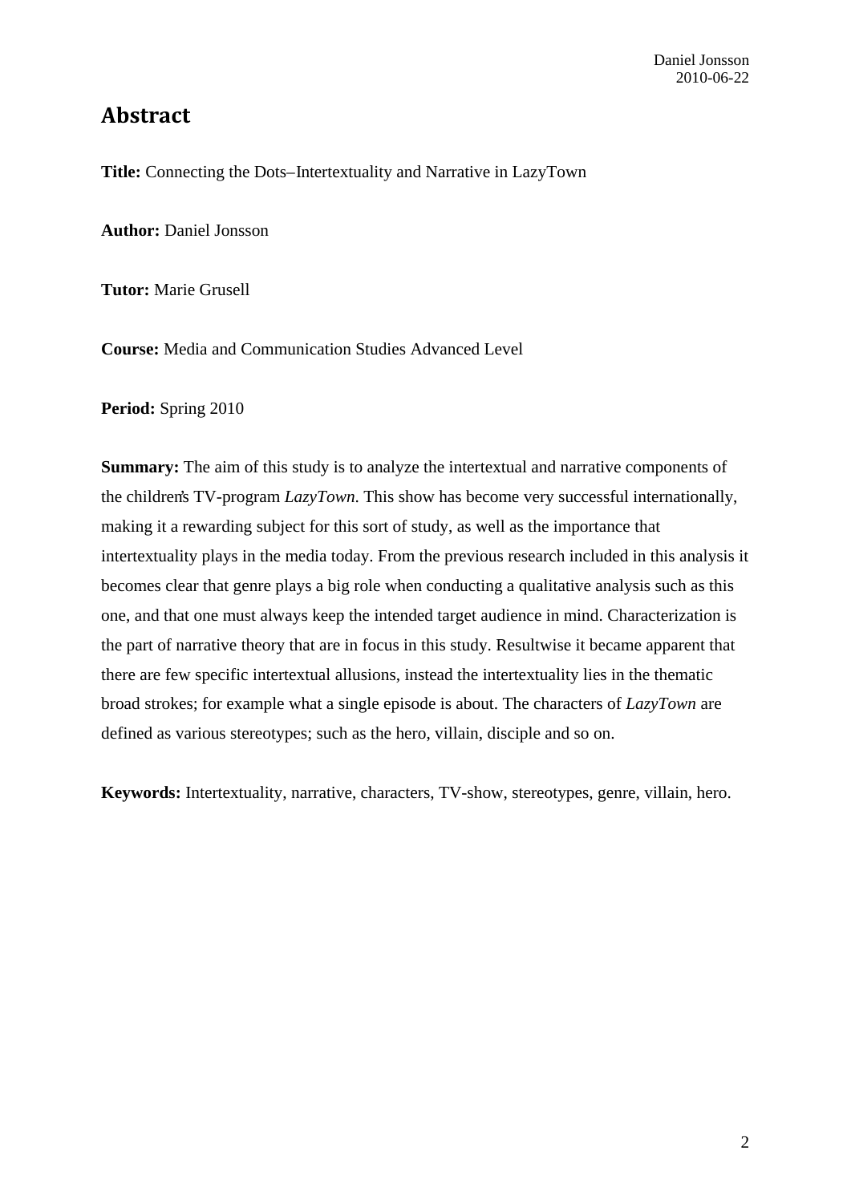# Abstract

**Title:** Connecting the Dots–Intertextuality and Narrative in LazyTown

**Author:** Daniel Jonsson

**Tutor:** Marie Grusell

**Course:** Media and Communication Studies Advanced Level

**Period:** Spring 2010

**Summary:** The aim of this study is to analyze the intertextual and narrative components of the children's TV-program *LazyTown*. This show has become very successful internationally, making it a rewarding subject for this sort of study, as well as the importance that intertextuality plays in the media today. From the previous research included in this analysis it becomes clear that genre plays a big role when conducting a qualitative analysis such as this one, and that one must always keep the intended target audience in mind. Characterization is the part of narrative theory that are in focus in this study. Resultwise it became apparent that there are few specific intertextual allusions, instead the intertextuality lies in the thematic broad strokes; for example what a single episode is about. The characters of *LazyTown* are defined as various stereotypes; such as the hero, villain, disciple and so on.

**Keywords:** Intertextuality, narrative, characters, TV-show, stereotypes, genre, villain, hero.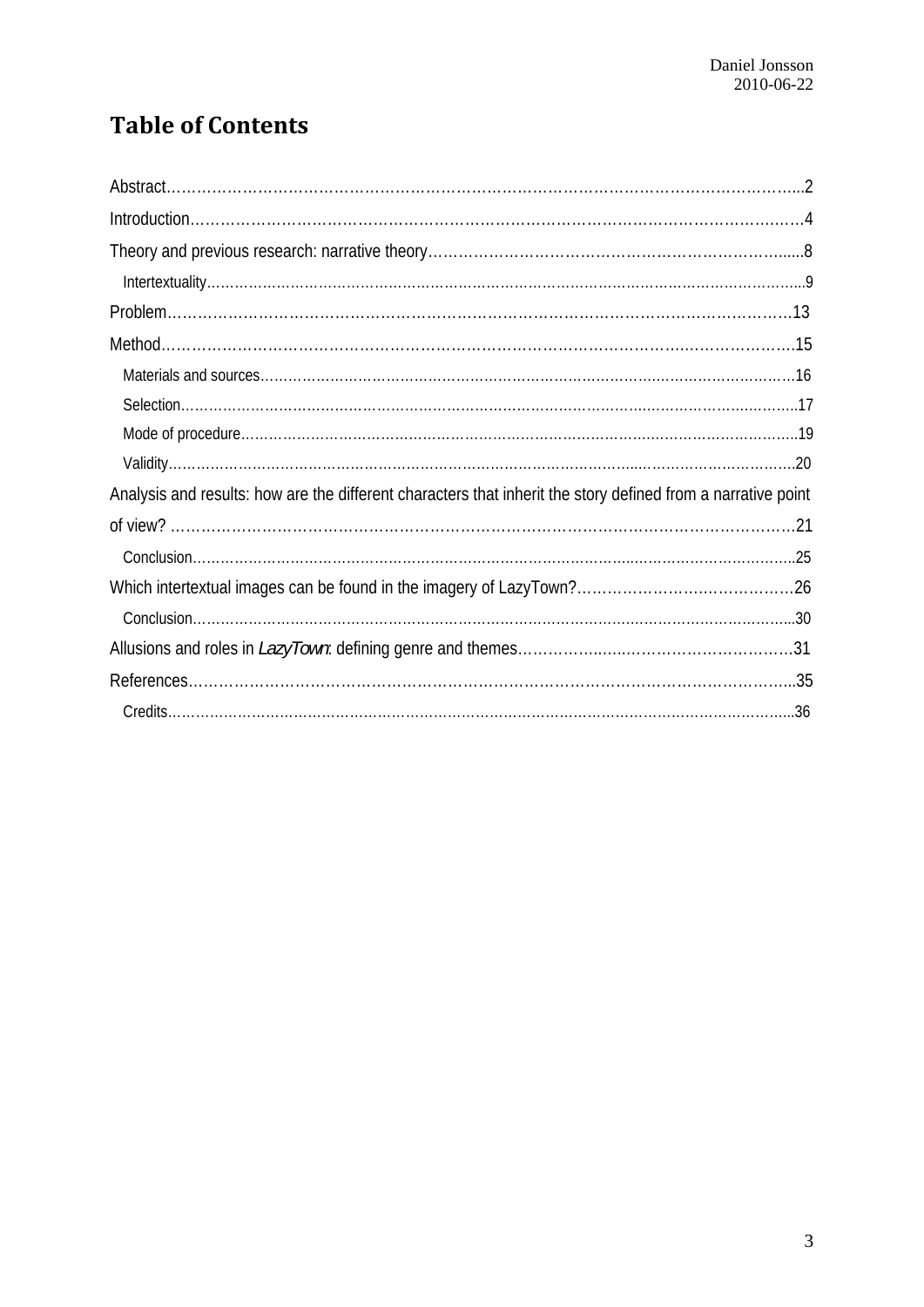# Table of Contents

Abstract……………………………………………………………………………………………………………...2

Introduction……………………………………………………………………………………………………….…4

Theory and previous research: narrative theory……………………………………………………………......8

Intertextuality……………………………………………………………………………………………………………...9

Problem……………………………………………………………………………………………………………13

Method……………………………………………………………………………………………………………15

Materials and sources…………………………………………………………………………………………………16

Selection…………………………………………………………………………………………………………..17

Mode of procedure……………………………………………………………………………………………….19

Validity……………………………………………………………………………………………………………20

Analysis and results: how are the different characters that inherit the story defined from a narrative point of view? ……………………………………………………………………………………………………………21

Conclusion……………………………………………………………………………………………………….25

Which intertextual images can be found in the imagery of LazyTown?……………………………………26

Conclusion……………………………………………………………………………………………………….30

Allusions and roles in *LazyTown*: defining genre and themes……………………………………………31

References……………………………………………………………………………………………………..35

Credits……………………………………………………………………………………………………………...36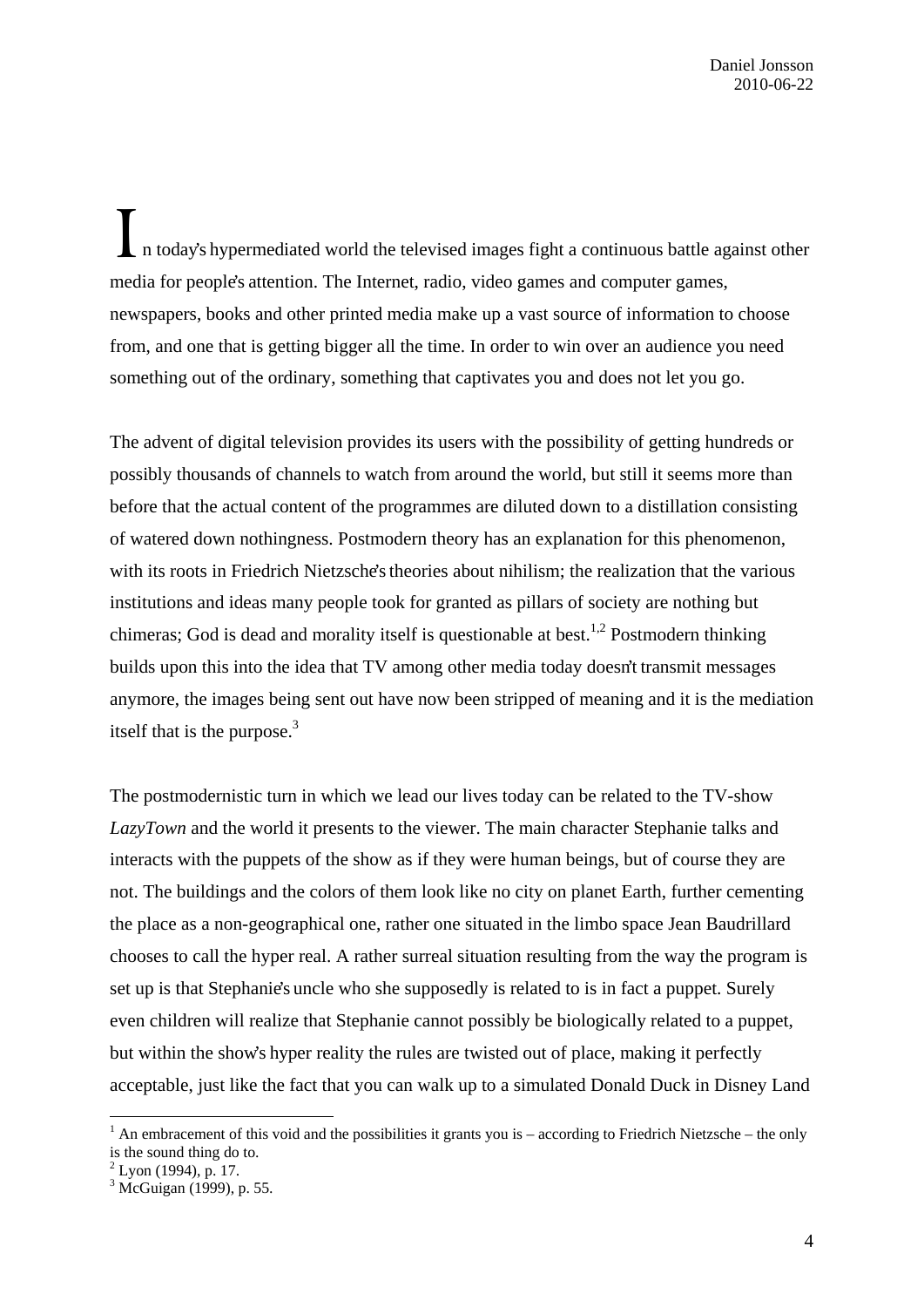In today's hypermediated world the televised images fight a continuous battle against other media for people's attention. The Internet, radio, video games and computer games, newspapers, books and other printed media make up a vast source of information to choose from, and one that is getting bigger all the time. In order to win over an audience you need something out of the ordinary, something that captivates you and does not let you go.

The advent of digital television provides its users with the possibility of getting hundreds or possibly thousands of channels to watch from around the world, but still it seems more than before that the actual content of the programmes are diluted down to a distillation consisting of watered down nothingness. Postmodern theory has an explanation for this phenomenon, with its roots in Friedrich Nietzsche's theories about nihilism; the realization that the various institutions and ideas many people took for granted as pillars of society are nothing but chimeras; God is dead and morality itself is questionable at best.[1,2] Postmodern thinking builds upon this into the idea that TV among other media today doesn't transmit messages anymore, the images being sent out have now been stripped of meaning and it is the mediation itself that is the purpose.[3]

The postmodernistic turn in which we lead our lives today can be related to the TV-show *LazyTown* and the world it presents to the viewer. The main character Stephanie talks and interacts with the puppets of the show as if they were human beings, but of course they are not. The buildings and the colors of them look like no city on planet Earth, further cementing the place as a non-geographical one, rather one situated in the limbo space Jean Baudrillard chooses to call the hyper real. A rather surreal situation resulting from the way the program is set up is that Stephanie's uncle who she supposedly is related to is in fact a puppet. Surely even children will realize that Stephanie cannot possibly be biologically related to a puppet, but within the show's hyper reality the rules are twisted out of place, making it perfectly acceptable, just like the fact that you can walk up to a simulated Donald Duck in Disney Land

---

[1] An embracement of this void and the possibilities it grants you is – according to Friedrich Nietzsche – the only is the sound thing do to.

[2] Lyon (1994), p. 17.

[3] McGuigan (1999), p. 55.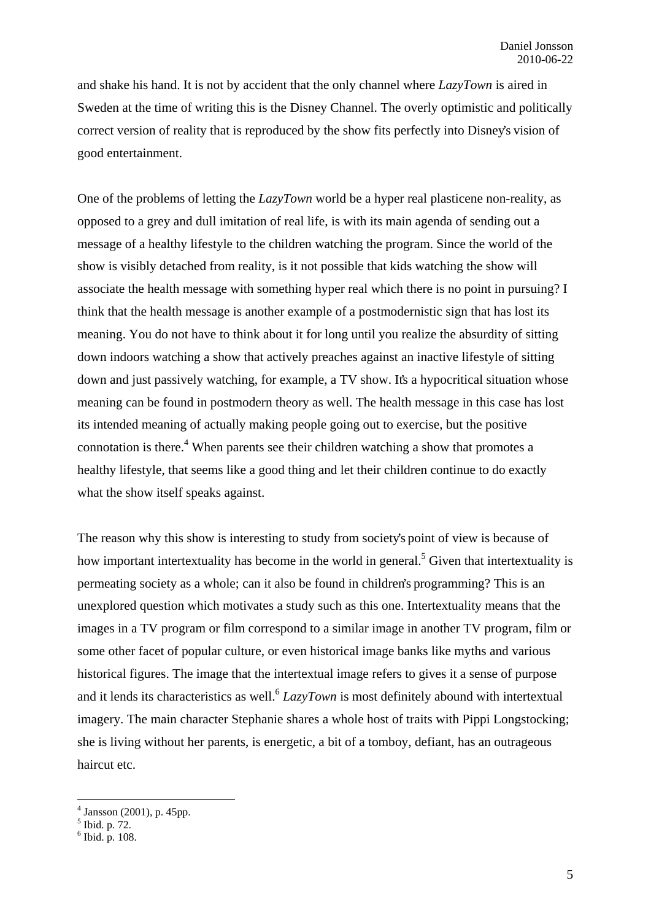and shake his hand. It is not by accident that the only channel where *LazyTown* is aired in Sweden at the time of writing this is the Disney Channel. The overly optimistic and politically correct version of reality that is reproduced by the show fits perfectly into Disney's vision of good entertainment.

One of the problems of letting the *LazyTown* world be a hyper real plasticene non-reality, as opposed to a grey and dull imitation of real life, is with its main agenda of sending out a message of a healthy lifestyle to the children watching the program. Since the world of the show is visibly detached from reality, is it not possible that kids watching the show will associate the health message with something hyper real which there is no point in pursuing? I think that the health message is another example of a postmodernistic sign that has lost its meaning. You do not have to think about it for long until you realize the absurdity of sitting down indoors watching a show that actively preaches against an inactive lifestyle of sitting down and just passively watching, for example, a TV show. It's a hypocritical situation whose meaning can be found in postmodern theory as well. The health message in this case has lost its intended meaning of actually making people going out to exercise, but the positive connotation is there.[4] When parents see their children watching a show that promotes a healthy lifestyle, that seems like a good thing and let their children continue to do exactly what the show itself speaks against.

The reason why this show is interesting to study from society's point of view is because of how important intertextuality has become in the world in general.[5] Given that intertextuality is permeating society as a whole; can it also be found in children's programming? This is an unexplored question which motivates a study such as this one. Intertextuality means that the images in a TV program or film correspond to a similar image in another TV program, film or some other facet of popular culture, or even historical image banks like myths and various historical figures. The image that the intertextual image refers to gives it a sense of purpose and it lends its characteristics as well.[6] *LazyTown* is most definitely abound with intertextual imagery. The main character Stephanie shares a whole host of traits with Pippi Longstocking; she is living without her parents, is energetic, a bit of a tomboy, defiant, has an outrageous haircut etc.

---

[4] Jansson (2001), p. 45pp.
[5] Ibid. p. 72.
[6] Ibid. p. 108.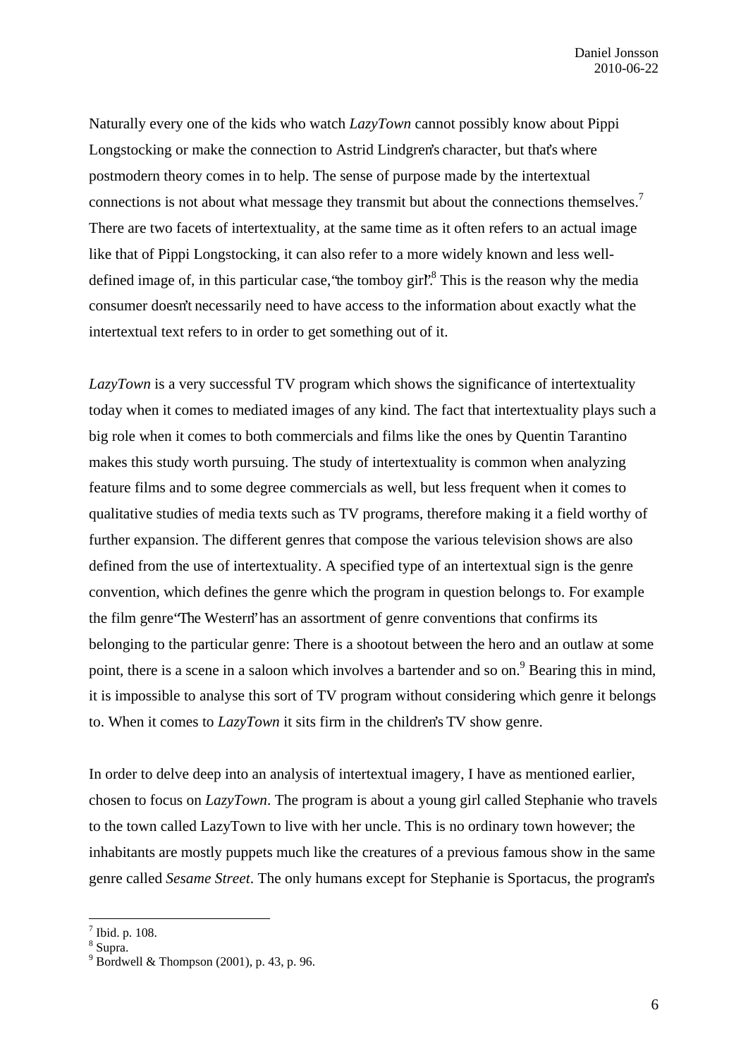Naturally every one of the kids who watch *LazyTown* cannot possibly know about Pippi Longstocking or make the connection to Astrid Lindgren's character, but that's where postmodern theory comes in to help. The sense of purpose made by the intertextual connections is not about what message they transmit but about the connections themselves.[7] There are two facets of intertextuality, at the same time as it often refers to an actual image like that of Pippi Longstocking, it can also refer to a more widely known and less well-defined image of, in this particular case, "the tomboy girl".[8] This is the reason why the media consumer doesn't necessarily need to have access to the information about exactly what the intertextual text refers to in order to get something out of it.

*LazyTown* is a very successful TV program which shows the significance of intertextuality today when it comes to mediated images of any kind. The fact that intertextuality plays such a big role when it comes to both commercials and films like the ones by Quentin Tarantino makes this study worth pursuing. The study of intertextuality is common when analyzing feature films and to some degree commercials as well, but less frequent when it comes to qualitative studies of media texts such as TV programs, therefore making it a field worthy of further expansion. The different genres that compose the various television shows are also defined from the use of intertextuality. A specified type of an intertextual sign is the genre convention, which defines the genre which the program in question belongs to. For example the film genre "The Western" has an assortment of genre conventions that confirms its belonging to the particular genre: There is a shootout between the hero and an outlaw at some point, there is a scene in a saloon which involves a bartender and so on.[9] Bearing this in mind, it is impossible to analyse this sort of TV program without considering which genre it belongs to. When it comes to *LazyTown* it sits firm in the children's TV show genre.

In order to delve deep into an analysis of intertextual imagery, I have as mentioned earlier, chosen to focus on *LazyTown*. The program is about a young girl called Stephanie who travels to the town called LazyTown to live with her uncle. This is no ordinary town however; the inhabitants are mostly puppets much like the creatures of a previous famous show in the same genre called *Sesame Street*. The only humans except for Stephanie is Sportacus, the program's

[7] Ibid. p. 108.
[8] Supra.
[9] Bordwell & Thompson (2001), p. 43, p. 96.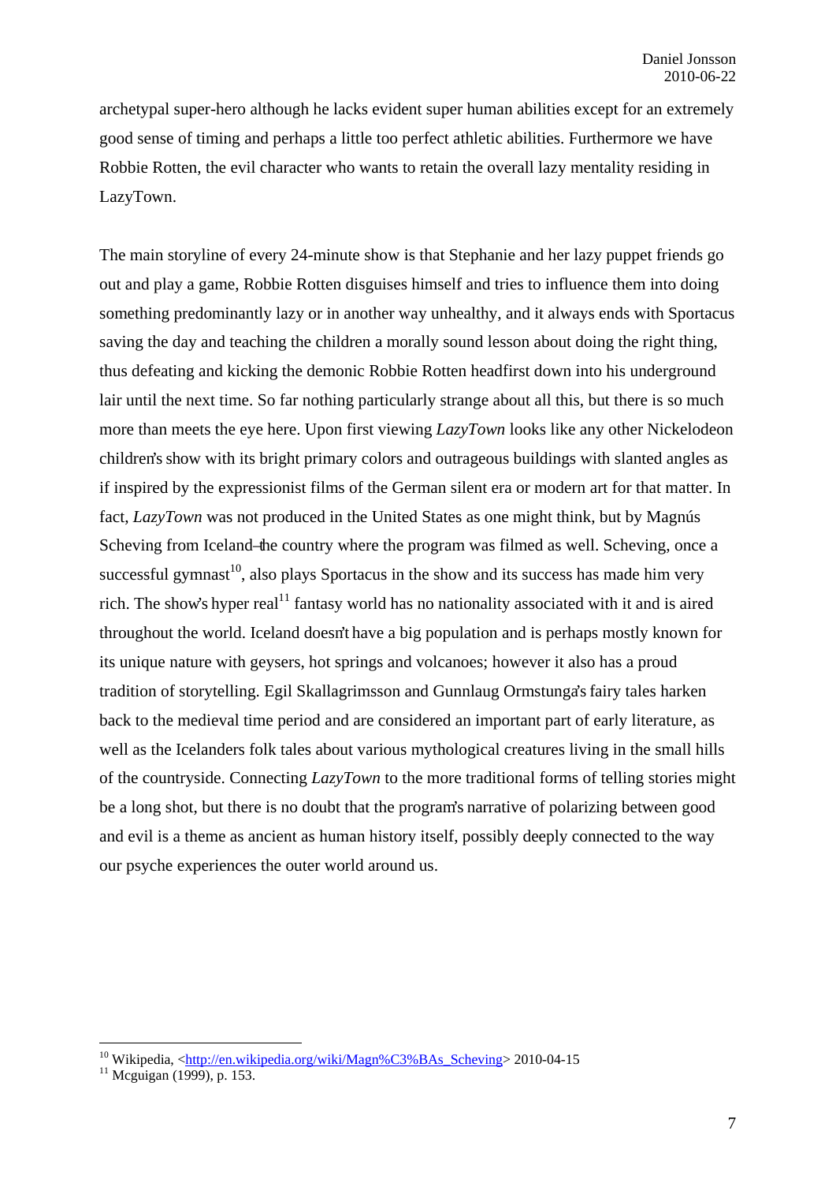archetypal super-hero although he lacks evident super human abilities except for an extremely good sense of timing and perhaps a little too perfect athletic abilities. Furthermore we have Robbie Rotten, the evil character who wants to retain the overall lazy mentality residing in LazyTown.

The main storyline of every 24-minute show is that Stephanie and her lazy puppet friends go out and play a game, Robbie Rotten disguises himself and tries to influence them into doing something predominantly lazy or in another way unhealthy, and it always ends with Sportacus saving the day and teaching the children a morally sound lesson about doing the right thing, thus defeating and kicking the demonic Robbie Rotten headfirst down into his underground lair until the next time. So far nothing particularly strange about all this, but there is so much more than meets the eye here. Upon first viewing *LazyTown* looks like any other Nickelodeon children's show with its bright primary colors and outrageous buildings with slanted angles as if inspired by the expressionist films of the German silent era or modern art for that matter. In fact, *LazyTown* was not produced in the United States as one might think, but by Magnús Scheving from Iceland—the country where the program was filmed as well. Scheving, once a successful gymnast[10], also plays Sportacus in the show and its success has made him very rich. The show's hyper real[11] fantasy world has no nationality associated with it and is aired throughout the world. Iceland doesn't have a big population and is perhaps mostly known for its unique nature with geysers, hot springs and volcanoes; however it also has a proud tradition of storytelling. Egil Skallagrimsson and Gunnlaug Ormstunga's fairy tales harken back to the medieval time period and are considered an important part of early literature, as well as the Icelanders folk tales about various mythological creatures living in the small hills of the countryside. Connecting *LazyTown* to the more traditional forms of telling stories might be a long shot, but there is no doubt that the program's narrative of polarizing between good and evil is a theme as ancient as human history itself, possibly deeply connected to the way our psyche experiences the outer world around us.

---

[10] Wikipedia, <http://en.wikipedia.org/wiki/Magn%C3%BAs_Scheving> 2010-04-15

[11] Mcguigan (1999), p. 153.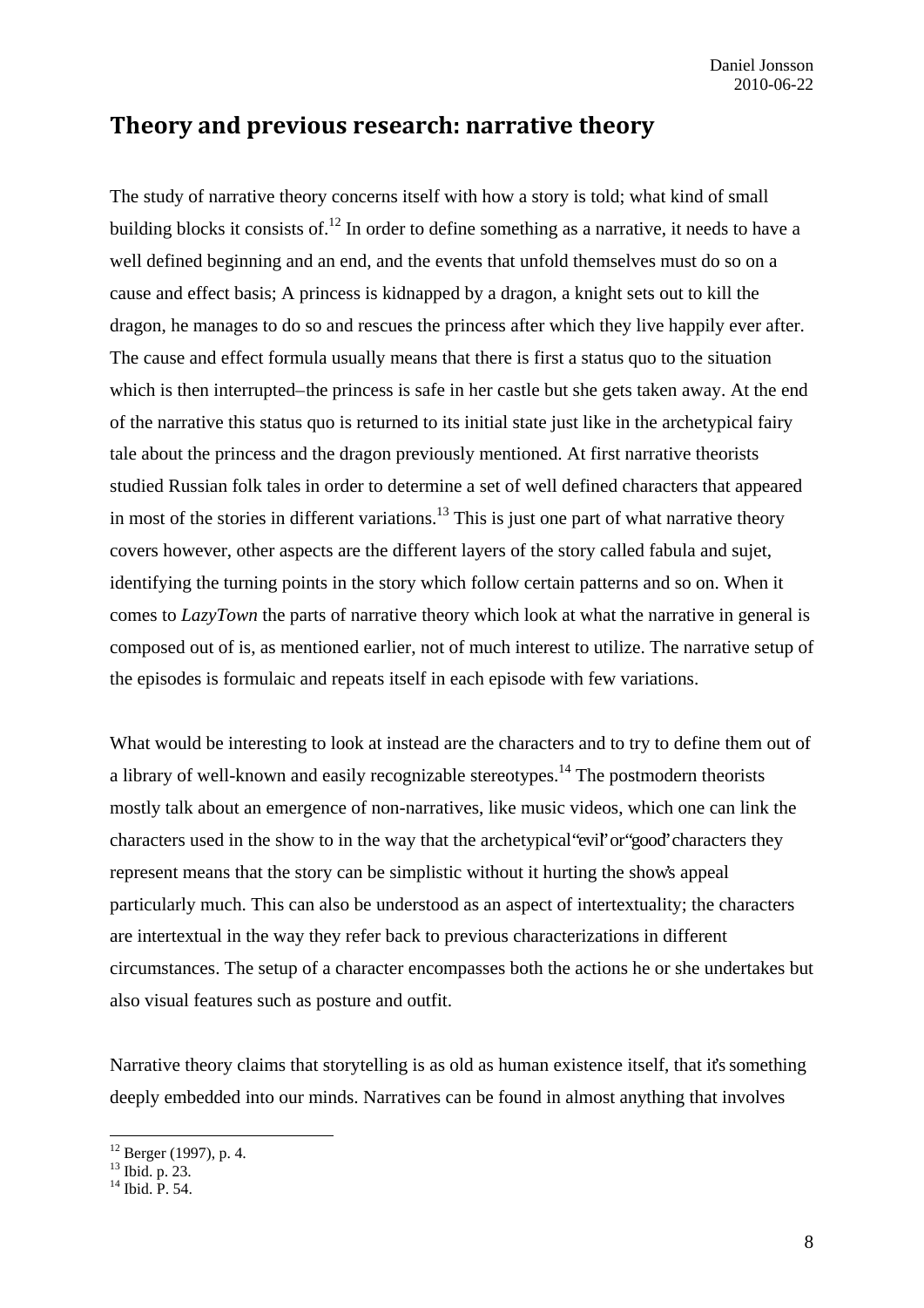## Theory and previous research: narrative theory

The study of narrative theory concerns itself with how a story is told; what kind of small building blocks it consists of.[12] In order to define something as a narrative, it needs to have a well defined beginning and an end, and the events that unfold themselves must do so on a cause and effect basis; A princess is kidnapped by a dragon, a knight sets out to kill the dragon, he manages to do so and rescues the princess after which they live happily ever after. The cause and effect formula usually means that there is first a status quo to the situation which is then interrupted–the princess is safe in her castle but she gets taken away. At the end of the narrative this status quo is returned to its initial state just like in the archetypical fairy tale about the princess and the dragon previously mentioned. At first narrative theorists studied Russian folk tales in order to determine a set of well defined characters that appeared in most of the stories in different variations.[13] This is just one part of what narrative theory covers however, other aspects are the different layers of the story called fabula and sujet, identifying the turning points in the story which follow certain patterns and so on. When it comes to *LazyTown* the parts of narrative theory which look at what the narrative in general is composed out of is, as mentioned earlier, not of much interest to utilize. The narrative setup of the episodes is formulaic and repeats itself in each episode with few variations.

What would be interesting to look at instead are the characters and to try to define them out of a library of well-known and easily recognizable stereotypes.[14] The postmodern theorists mostly talk about an emergence of non-narratives, like music videos, which one can link the characters used in the show to in the way that the archetypical "evil" or "good" characters they represent means that the story can be simplistic without it hurting the show's appeal particularly much. This can also be understood as an aspect of intertextuality; the characters are intertextual in the way they refer back to previous characterizations in different circumstances. The setup of a character encompasses both the actions he or she undertakes but also visual features such as posture and outfit.

Narrative theory claims that storytelling is as old as human existence itself, that it's something deeply embedded into our minds. Narratives can be found in almost anything that involves

---

[12] Berger (1997), p. 4.

[13] Ibid. p. 23.

[14] Ibid. P. 54.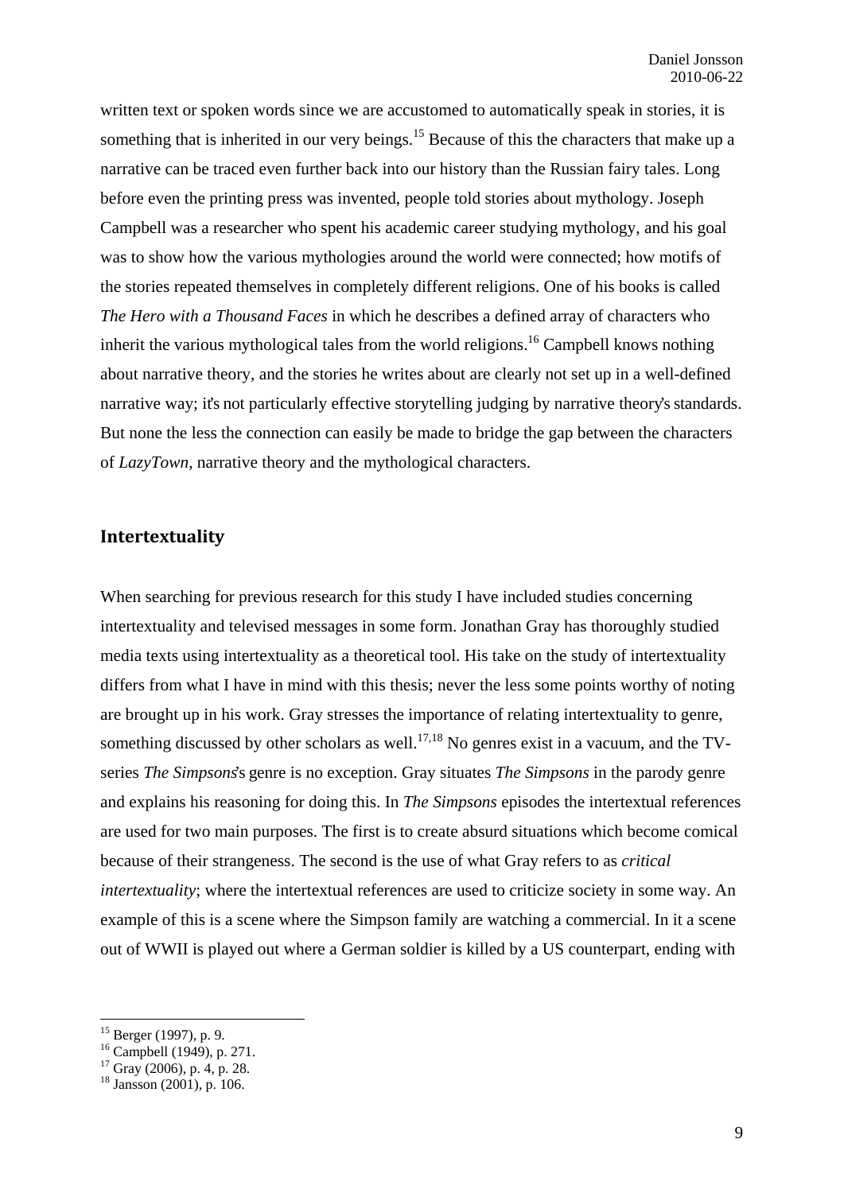written text or spoken words since we are accustomed to automatically speak in stories, it is something that is inherited in our very beings.[15] Because of this the characters that make up a narrative can be traced even further back into our history than the Russian fairy tales. Long before even the printing press was invented, people told stories about mythology. Joseph Campbell was a researcher who spent his academic career studying mythology, and his goal was to show how the various mythologies around the world were connected; how motifs of the stories repeated themselves in completely different religions. One of his books is called *The Hero with a Thousand Faces* in which he describes a defined array of characters who inherit the various mythological tales from the world religions.[16] Campbell knows nothing about narrative theory, and the stories he writes about are clearly not set up in a well-defined narrative way; it's not particularly effective storytelling judging by narrative theory's standards. But none the less the connection can easily be made to bridge the gap between the characters of *LazyTown*, narrative theory and the mythological characters.

## Intertextuality

When searching for previous research for this study I have included studies concerning intertextuality and televised messages in some form. Jonathan Gray has thoroughly studied media texts using intertextuality as a theoretical tool. His take on the study of intertextuality differs from what I have in mind with this thesis; never the less some points worthy of noting are brought up in his work. Gray stresses the importance of relating intertextuality to genre, something discussed by other scholars as well.[17,18] No genres exist in a vacuum, and the TV-series *The Simpsons*'s genre is no exception. Gray situates *The Simpsons* in the parody genre and explains his reasoning for doing this. In *The Simpsons* episodes the intertextual references are used for two main purposes. The first is to create absurd situations which become comical because of their strangeness. The second is the use of what Gray refers to as *critical intertextuality*; where the intertextual references are used to criticize society in some way. An example of this is a scene where the Simpson family are watching a commercial. In it a scene out of WWII is played out where a German soldier is killed by a US counterpart, ending with

---

[15] Berger (1997), p. 9.
[16] Campbell (1949), p. 271.
[17] Gray (2006), p. 4, p. 28.
[18] Jansson (2001), p. 106.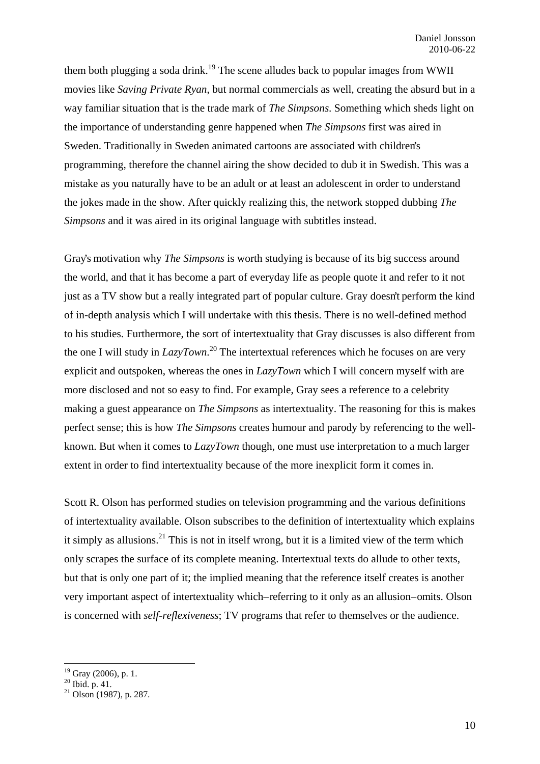them both plugging a soda drink.[19] The scene alludes back to popular images from WWII movies like *Saving Private Ryan*, but normal commercials as well, creating the absurd but in a way familiar situation that is the trade mark of *The Simpsons*. Something which sheds light on the importance of understanding genre happened when *The Simpsons* first was aired in Sweden. Traditionally in Sweden animated cartoons are associated with children's programming, therefore the channel airing the show decided to dub it in Swedish. This was a mistake as you naturally have to be an adult or at least an adolescent in order to understand the jokes made in the show. After quickly realizing this, the network stopped dubbing *The Simpsons* and it was aired in its original language with subtitles instead.

Gray's motivation why *The Simpsons* is worth studying is because of its big success around the world, and that it has become a part of everyday life as people quote it and refer to it not just as a TV show but a really integrated part of popular culture. Gray doesn't perform the kind of in-depth analysis which I will undertake with this thesis. There is no well-defined method to his studies. Furthermore, the sort of intertextuality that Gray discusses is also different from the one I will study in *LazyTown*.[20] The intertextual references which he focuses on are very explicit and outspoken, whereas the ones in *LazyTown* which I will concern myself with are more disclosed and not so easy to find. For example, Gray sees a reference to a celebrity making a guest appearance on *The Simpsons* as intertextuality. The reasoning for this is makes perfect sense; this is how *The Simpsons* creates humour and parody by referencing to the well-known. But when it comes to *LazyTown* though, one must use interpretation to a much larger extent in order to find intertextuality because of the more inexplicit form it comes in.

Scott R. Olson has performed studies on television programming and the various definitions of intertextuality available. Olson subscribes to the definition of intertextuality which explains it simply as allusions.[21] This is not in itself wrong, but it is a limited view of the term which only scrapes the surface of its complete meaning. Intertextual texts do allude to other texts, but that is only one part of it; the implied meaning that the reference itself creates is another very important aspect of intertextuality which–referring to it only as an allusion–omits. Olson is concerned with *self-reflexiveness*; TV programs that refer to themselves or the audience.

[19] Gray (2006), p. 1.
[20] Ibid. p. 41.
[21] Olson (1987), p. 287.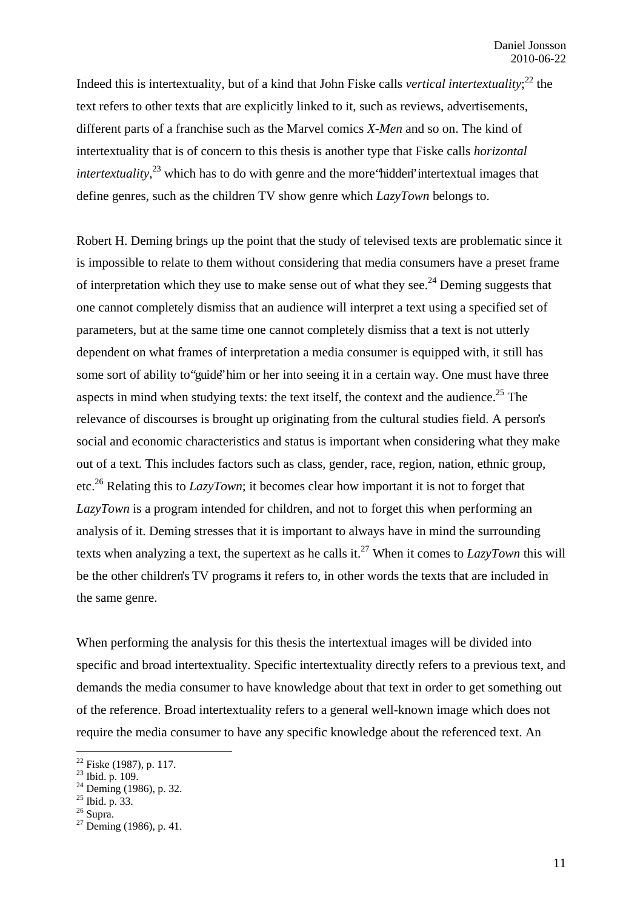Indeed this is intertextuality, but of a kind that John Fiske calls *vertical intertextuality*;[22] the text refers to other texts that are explicitly linked to it, such as reviews, advertisements, different parts of a franchise such as the Marvel comics *X-Men* and so on. The kind of intertextuality that is of concern to this thesis is another type that Fiske calls *horizontal intertextuality*,[23] which has to do with genre and the more "hidden" intertextual images that define genres, such as the children TV show genre which *LazyTown* belongs to.

Robert H. Deming brings up the point that the study of televised texts are problematic since it is impossible to relate to them without considering that media consumers have a preset frame of interpretation which they use to make sense out of what they see.[24] Deming suggests that one cannot completely dismiss that an audience will interpret a text using a specified set of parameters, but at the same time one cannot completely dismiss that a text is not utterly dependent on what frames of interpretation a media consumer is equipped with, it still has some sort of ability to "guide" him or her into seeing it in a certain way. One must have three aspects in mind when studying texts: the text itself, the context and the audience.[25] The relevance of discourses is brought up originating from the cultural studies field. A person's social and economic characteristics and status is important when considering what they make out of a text. This includes factors such as class, gender, race, region, nation, ethnic group, etc.[26] Relating this to *LazyTown*; it becomes clear how important it is not to forget that *LazyTown* is a program intended for children, and not to forget this when performing an analysis of it. Deming stresses that it is important to always have in mind the surrounding texts when analyzing a text, the supertext as he calls it.[27] When it comes to *LazyTown* this will be the other children's TV programs it refers to, in other words the texts that are included in the same genre.

When performing the analysis for this thesis the intertextual images will be divided into specific and broad intertextuality. Specific intertextuality directly refers to a previous text, and demands the media consumer to have knowledge about that text in order to get something out of the reference. Broad intertextuality refers to a general well-known image which does not require the media consumer to have any specific knowledge about the referenced text. An

---

[22] Fiske (1987), p. 117.
[23] Ibid. p. 109.
[24] Deming (1986), p. 32.
[25] Ibid. p. 33.
[26] Supra.
[27] Deming (1986), p. 41.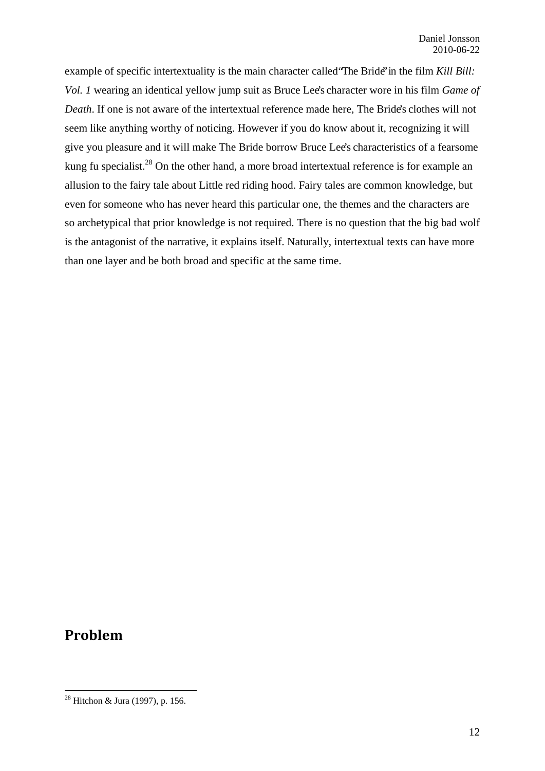example of specific intertextuality is the main character called "The Bride" in the film *Kill Bill: Vol. 1* wearing an identical yellow jump suit as Bruce Lee's character wore in his film *Game of Death*. If one is not aware of the intertextual reference made here, The Bride's clothes will not seem like anything worthy of noticing. However if you do know about it, recognizing it will give you pleasure and it will make The Bride borrow Bruce Lee's characteristics of a fearsome kung fu specialist.[28] On the other hand, a more broad intertextual reference is for example an allusion to the fairy tale about Little red riding hood. Fairy tales are common knowledge, but even for someone who has never heard this particular one, the themes and the characters are so archetypical that prior knowledge is not required. There is no question that the big bad wolf is the antagonist of the narrative, it explains itself. Naturally, intertextual texts can have more than one layer and be both broad and specific at the same time.

## Problem

[28] Hitchon & Jura (1997), p. 156.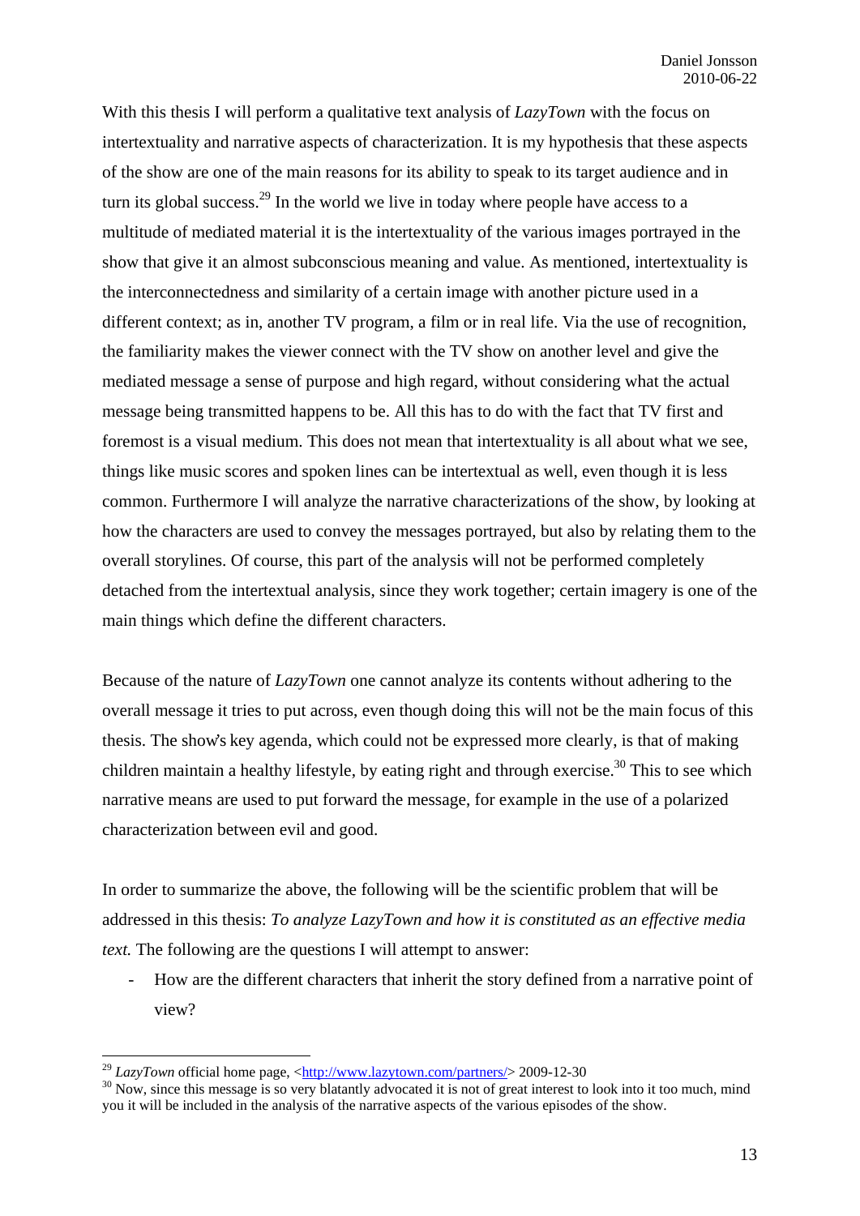With this thesis I will perform a qualitative text analysis of *LazyTown* with the focus on intertextuality and narrative aspects of characterization. It is my hypothesis that these aspects of the show are one of the main reasons for its ability to speak to its target audience and in turn its global success.[29] In the world we live in today where people have access to a multitude of mediated material it is the intertextuality of the various images portrayed in the show that give it an almost subconscious meaning and value. As mentioned, intertextuality is the interconnectedness and similarity of a certain image with another picture used in a different context; as in, another TV program, a film or in real life. Via the use of recognition, the familiarity makes the viewer connect with the TV show on another level and give the mediated message a sense of purpose and high regard, without considering what the actual message being transmitted happens to be. All this has to do with the fact that TV first and foremost is a visual medium. This does not mean that intertextuality is all about what we see, things like music scores and spoken lines can be intertextual as well, even though it is less common. Furthermore I will analyze the narrative characterizations of the show, by looking at how the characters are used to convey the messages portrayed, but also by relating them to the overall storylines. Of course, this part of the analysis will not be performed completely detached from the intertextual analysis, since they work together; certain imagery is one of the main things which define the different characters.

Because of the nature of *LazyTown* one cannot analyze its contents without adhering to the overall message it tries to put across, even though doing this will not be the main focus of this thesis. The show's key agenda, which could not be expressed more clearly, is that of making children maintain a healthy lifestyle, by eating right and through exercise.[30] This to see which narrative means are used to put forward the message, for example in the use of a polarized characterization between evil and good.

In order to summarize the above, the following will be the scientific problem that will be addressed in this thesis: *To analyze LazyTown and how it is constituted as an effective media text.* The following are the questions I will attempt to answer:

- How are the different characters that inherit the story defined from a narrative point of view?

---

[29] *LazyTown* official home page, <http://www.lazytown.com/partners/> 2009-12-30

[30] Now, since this message is so very blatantly advocated it is not of great interest to look into it too much, mind you it will be included in the analysis of the narrative aspects of the various episodes of the show.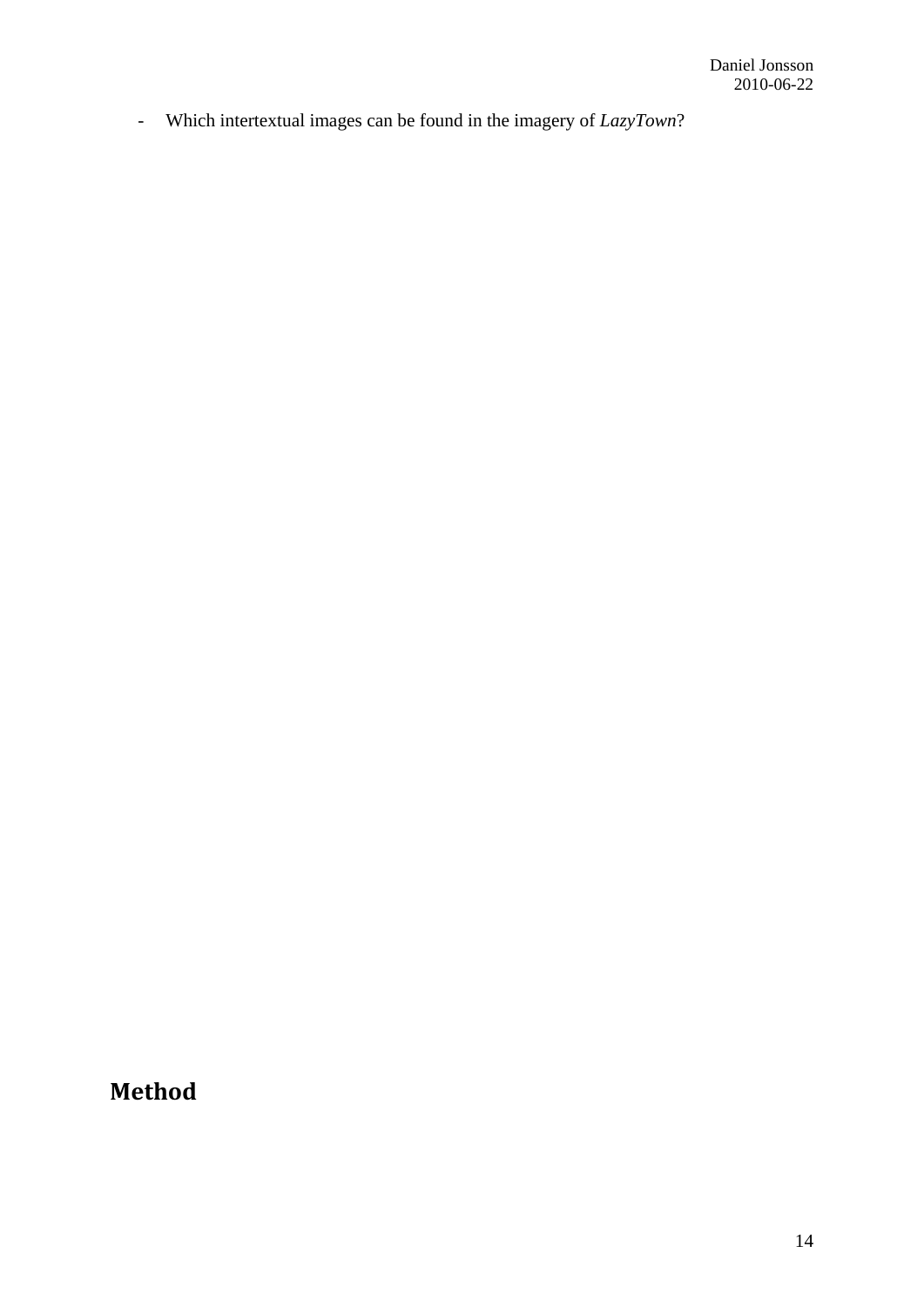- Which intertextual images can be found in the imagery of *LazyTown*?

## Method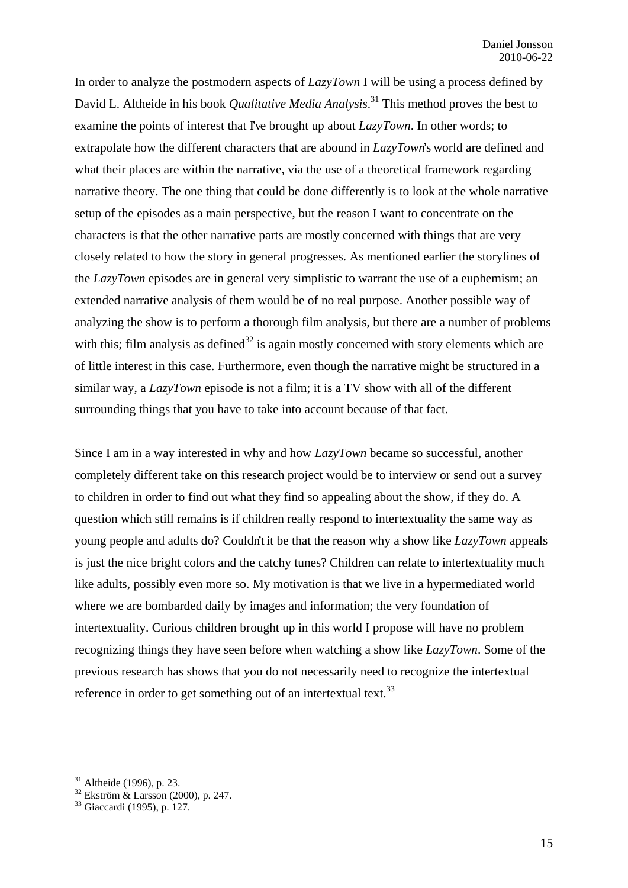In order to analyze the postmodern aspects of *LazyTown* I will be using a process defined by David L. Altheide in his book *Qualitative Media Analysis*.[31] This method proves the best to examine the points of interest that I've brought up about *LazyTown*. In other words; to extrapolate how the different characters that are abound in *LazyTown*'s world are defined and what their places are within the narrative, via the use of a theoretical framework regarding narrative theory. The one thing that could be done differently is to look at the whole narrative setup of the episodes as a main perspective, but the reason I want to concentrate on the characters is that the other narrative parts are mostly concerned with things that are very closely related to how the story in general progresses. As mentioned earlier the storylines of the *LazyTown* episodes are in general very simplistic to warrant the use of a euphemism; an extended narrative analysis of them would be of no real purpose. Another possible way of analyzing the show is to perform a thorough film analysis, but there are a number of problems with this; film analysis as defined[32] is again mostly concerned with story elements which are of little interest in this case. Furthermore, even though the narrative might be structured in a similar way, a *LazyTown* episode is not a film; it is a TV show with all of the different surrounding things that you have to take into account because of that fact.

Since I am in a way interested in why and how *LazyTown* became so successful, another completely different take on this research project would be to interview or send out a survey to children in order to find out what they find so appealing about the show, if they do. A question which still remains is if children really respond to intertextuality the same way as young people and adults do? Couldn't it be that the reason why a show like *LazyTown* appeals is just the nice bright colors and the catchy tunes? Children can relate to intertextuality much like adults, possibly even more so. My motivation is that we live in a hypermediated world where we are bombarded daily by images and information; the very foundation of intertextuality. Curious children brought up in this world I propose will have no problem recognizing things they have seen before when watching a show like *LazyTown*. Some of the previous research has shows that you do not necessarily need to recognize the intertextual reference in order to get something out of an intertextual text.[33]

---

[31] Altheide (1996), p. 23.

[32] Ekström & Larsson (2000), p. 247.

[33] Giaccardi (1995), p. 127.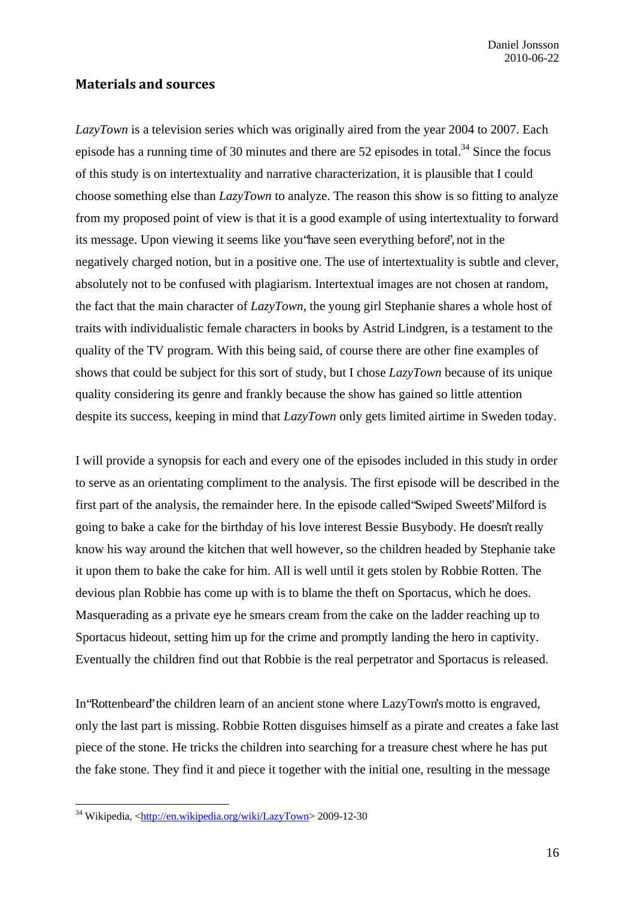## Materials and sources

*LazyTown* is a television series which was originally aired from the year 2004 to 2007. Each episode has a running time of 30 minutes and there are 52 episodes in total.[34] Since the focus of this study is on intertextuality and narrative characterization, it is plausible that I could choose something else than *LazyTown* to analyze. The reason this show is so fitting to analyze from my proposed point of view is that it is a good example of using intertextuality to forward its message. Upon viewing it seems like you "have seen everything before", not in the negatively charged notion, but in a positive one. The use of intertextuality is subtle and clever, absolutely not to be confused with plagiarism. Intertextual images are not chosen at random, the fact that the main character of *LazyTown*, the young girl Stephanie shares a whole host of traits with individualistic female characters in books by Astrid Lindgren, is a testament to the quality of the TV program. With this being said, of course there are other fine examples of shows that could be subject for this sort of study, but I chose *LazyTown* because of its unique quality considering its genre and frankly because the show has gained so little attention despite its success, keeping in mind that *LazyTown* only gets limited airtime in Sweden today.

I will provide a synopsis for each and every one of the episodes included in this study in order to serve as an orientating compliment to the analysis. The first episode will be described in the first part of the analysis, the remainder here. In the episode called "Swiped Sweets" Milford is going to bake a cake for the birthday of his love interest Bessie Busybody. He doesn't really know his way around the kitchen that well however, so the children headed by Stephanie take it upon them to bake the cake for him. All is well until it gets stolen by Robbie Rotten. The devious plan Robbie has come up with is to blame the theft on Sportacus, which he does. Masquerading as a private eye he smears cream from the cake on the ladder reaching up to Sportacus hideout, setting him up for the crime and promptly landing the hero in captivity. Eventually the children find out that Robbie is the real perpetrator and Sportacus is released.

In "Rottenbeard" the children learn of an ancient stone where LazyTown's motto is engraved, only the last part is missing. Robbie Rotten disguises himself as a pirate and creates a fake last piece of the stone. He tricks the children into searching for a treasure chest where he has put the fake stone. They find it and piece it together with the initial one, resulting in the message

---

[34] Wikipedia, <http://en.wikipedia.org/wiki/LazyTown> 2009-12-30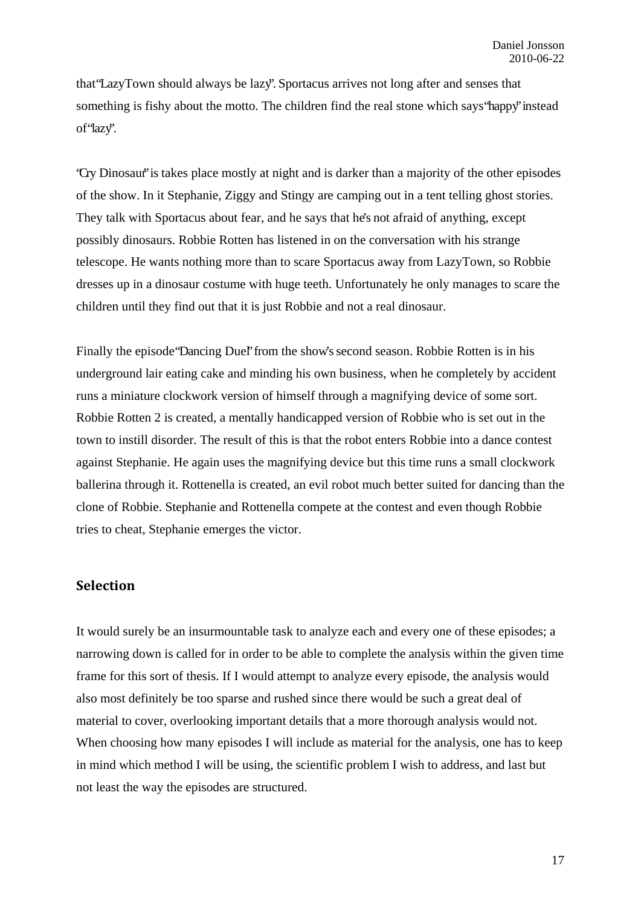that "LazyTown should always be lazy". Sportacus arrives not long after and senses that something is fishy about the motto. The children find the real stone which says "happy" instead of "lazy".

'Cry Dinosaur' is takes place mostly at night and is darker than a majority of the other episodes of the show. In it Stephanie, Ziggy and Stingy are camping out in a tent telling ghost stories. They talk with Sportacus about fear, and he says that he's not afraid of anything, except possibly dinosaurs. Robbie Rotten has listened in on the conversation with his strange telescope. He wants nothing more than to scare Sportacus away from LazyTown, so Robbie dresses up in a dinosaur costume with huge teeth. Unfortunately he only manages to scare the children until they find out that it is just Robbie and not a real dinosaur.

Finally the episode "Dancing Duel" from the show's second season. Robbie Rotten is in his underground lair eating cake and minding his own business, when he completely by accident runs a miniature clockwork version of himself through a magnifying device of some sort. Robbie Rotten 2 is created, a mentally handicapped version of Robbie who is set out in the town to instill disorder. The result of this is that the robot enters Robbie into a dance contest against Stephanie. He again uses the magnifying device but this time runs a small clockwork ballerina through it. Rottenella is created, an evil robot much better suited for dancing than the clone of Robbie. Stephanie and Rottenella compete at the contest and even though Robbie tries to cheat, Stephanie emerges the victor.

## Selection

It would surely be an insurmountable task to analyze each and every one of these episodes; a narrowing down is called for in order to be able to complete the analysis within the given time frame for this sort of thesis. If I would attempt to analyze every episode, the analysis would also most definitely be too sparse and rushed since there would be such a great deal of material to cover, overlooking important details that a more thorough analysis would not. When choosing how many episodes I will include as material for the analysis, one has to keep in mind which method I will be using, the scientific problem I wish to address, and last but not least the way the episodes are structured.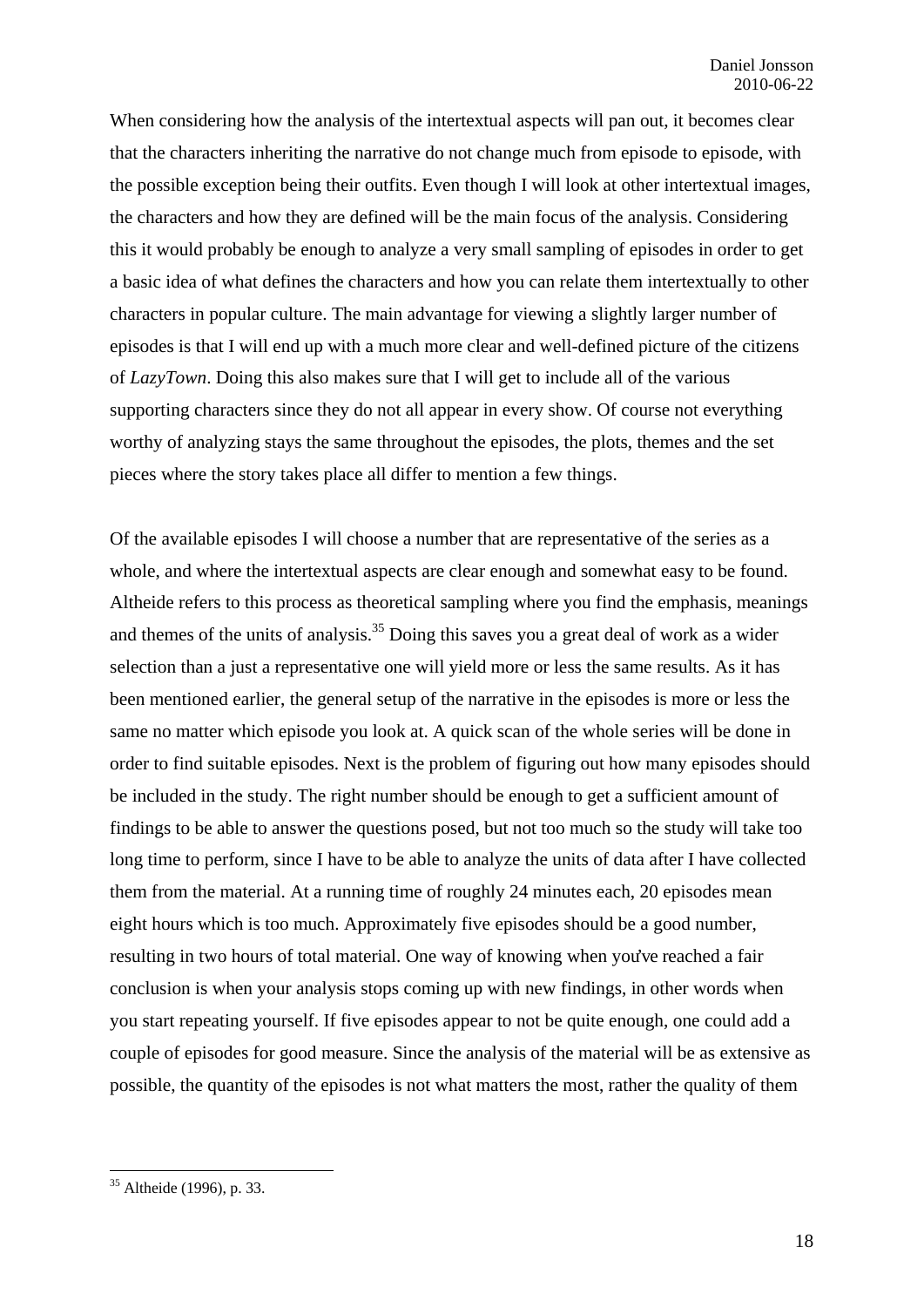When considering how the analysis of the intertextual aspects will pan out, it becomes clear that the characters inheriting the narrative do not change much from episode to episode, with the possible exception being their outfits. Even though I will look at other intertextual images, the characters and how they are defined will be the main focus of the analysis. Considering this it would probably be enough to analyze a very small sampling of episodes in order to get a basic idea of what defines the characters and how you can relate them intertextually to other characters in popular culture. The main advantage for viewing a slightly larger number of episodes is that I will end up with a much more clear and well-defined picture of the citizens of *LazyTown*. Doing this also makes sure that I will get to include all of the various supporting characters since they do not all appear in every show. Of course not everything worthy of analyzing stays the same throughout the episodes, the plots, themes and the set pieces where the story takes place all differ to mention a few things.

Of the available episodes I will choose a number that are representative of the series as a whole, and where the intertextual aspects are clear enough and somewhat easy to be found. Altheide refers to this process as theoretical sampling where you find the emphasis, meanings and themes of the units of analysis.[35] Doing this saves you a great deal of work as a wider selection than a just a representative one will yield more or less the same results. As it has been mentioned earlier, the general setup of the narrative in the episodes is more or less the same no matter which episode you look at. A quick scan of the whole series will be done in order to find suitable episodes. Next is the problem of figuring out how many episodes should be included in the study. The right number should be enough to get a sufficient amount of findings to be able to answer the questions posed, but not too much so the study will take too long time to perform, since I have to be able to analyze the units of data after I have collected them from the material. At a running time of roughly 24 minutes each, 20 episodes mean eight hours which is too much. Approximately five episodes should be a good number, resulting in two hours of total material. One way of knowing when you've reached a fair conclusion is when your analysis stops coming up with new findings, in other words when you start repeating yourself. If five episodes appear to not be quite enough, one could add a couple of episodes for good measure. Since the analysis of the material will be as extensive as possible, the quantity of the episodes is not what matters the most, rather the quality of them

[35] Altheide (1996), p. 33.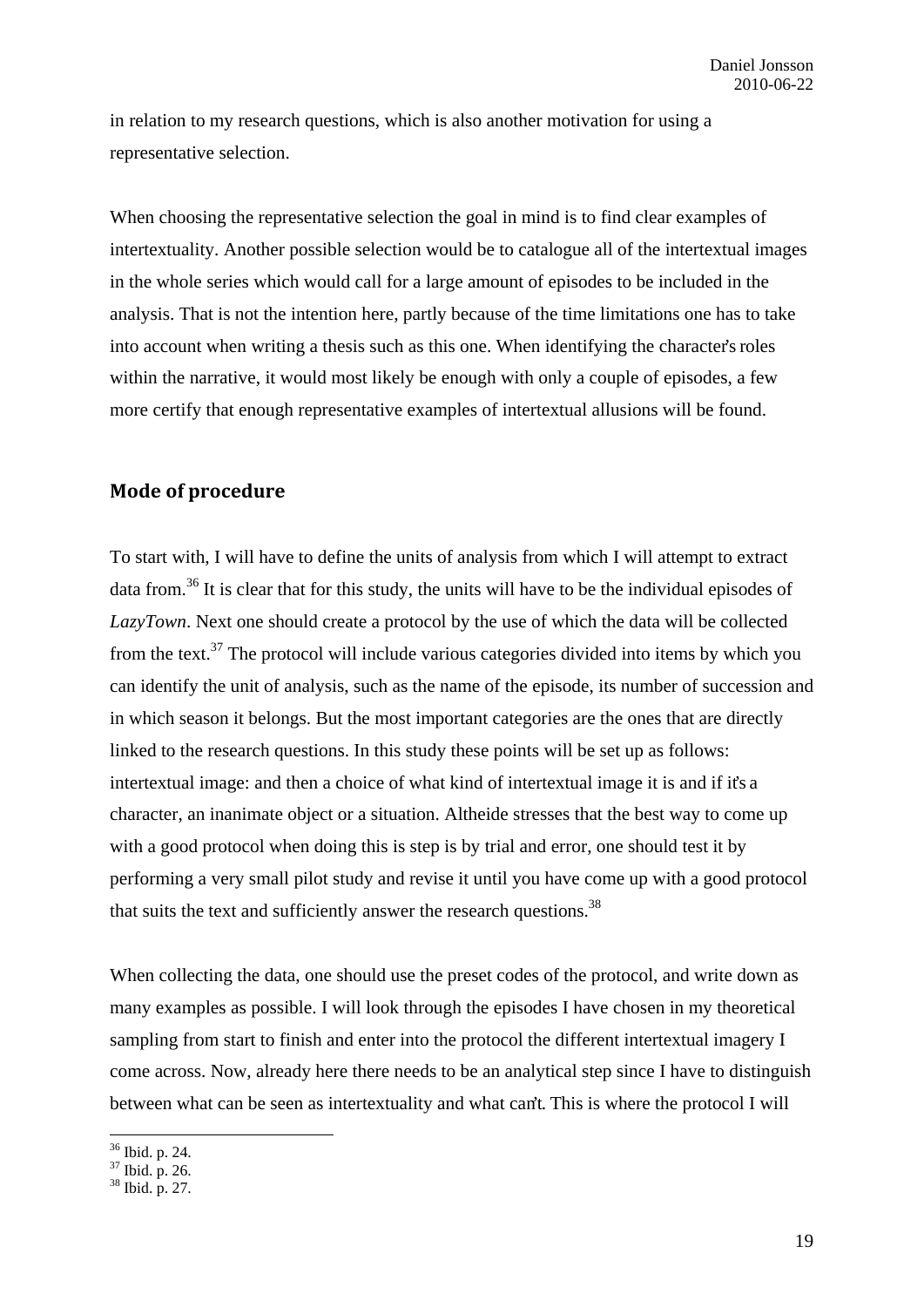in relation to my research questions, which is also another motivation for using a representative selection.

When choosing the representative selection the goal in mind is to find clear examples of intertextuality. Another possible selection would be to catalogue all of the intertextual images in the whole series which would call for a large amount of episodes to be included in the analysis. That is not the intention here, partly because of the time limitations one has to take into account when writing a thesis such as this one. When identifying the character's roles within the narrative, it would most likely be enough with only a couple of episodes, a few more certify that enough representative examples of intertextual allusions will be found.

## Mode of procedure

To start with, I will have to define the units of analysis from which I will attempt to extract data from.[36] It is clear that for this study, the units will have to be the individual episodes of *LazyTown*. Next one should create a protocol by the use of which the data will be collected from the text.[37] The protocol will include various categories divided into items by which you can identify the unit of analysis, such as the name of the episode, its number of succession and in which season it belongs. But the most important categories are the ones that are directly linked to the research questions. In this study these points will be set up as follows: intertextual image: and then a choice of what kind of intertextual image it is and if it's a character, an inanimate object or a situation. Altheide stresses that the best way to come up with a good protocol when doing this is step is by trial and error, one should test it by performing a very small pilot study and revise it until you have come up with a good protocol that suits the text and sufficiently answer the research questions.[38]

When collecting the data, one should use the preset codes of the protocol, and write down as many examples as possible. I will look through the episodes I have chosen in my theoretical sampling from start to finish and enter into the protocol the different intertextual imagery I come across. Now, already here there needs to be an analytical step since I have to distinguish between what can be seen as intertextuality and what can't. This is where the protocol I will

---

[36] Ibid. p. 24.
[37] Ibid. p. 26.
[38] Ibid. p. 27.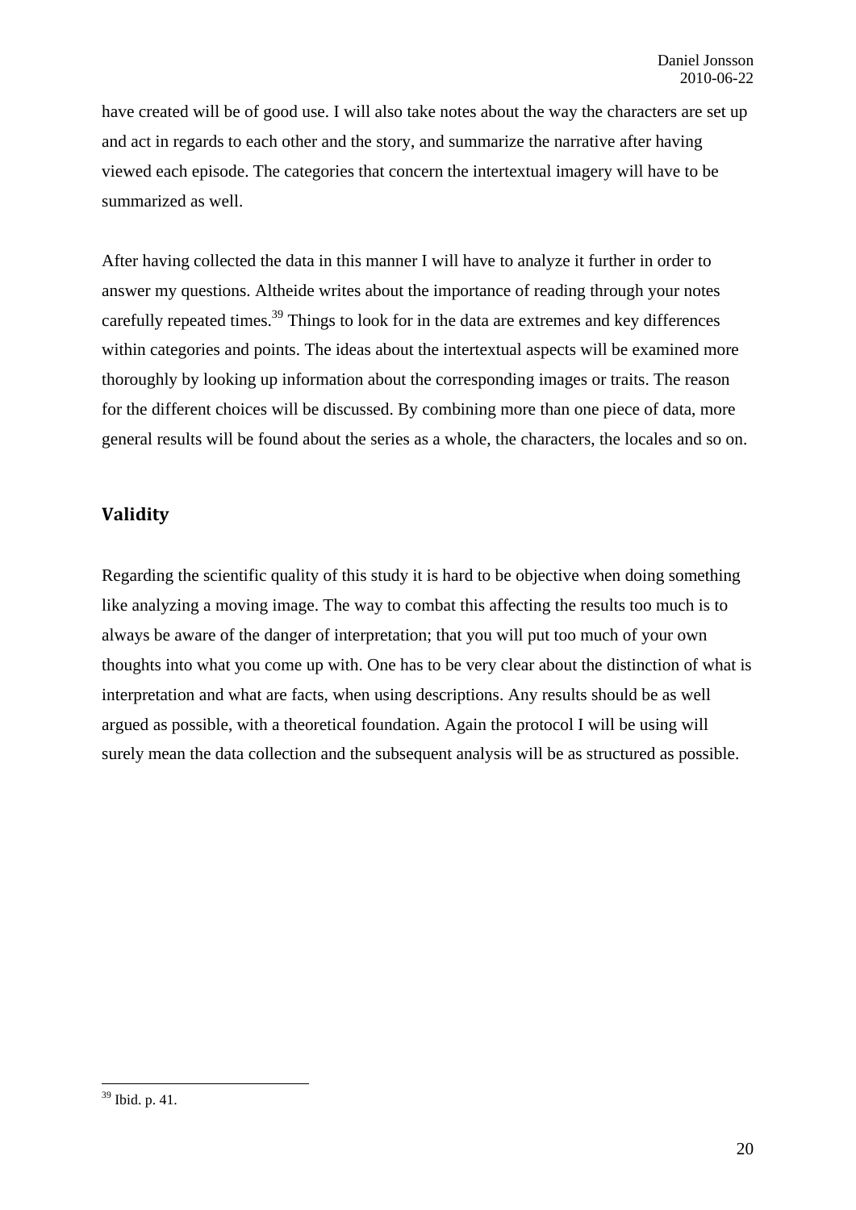have created will be of good use. I will also take notes about the way the characters are set up and act in regards to each other and the story, and summarize the narrative after having viewed each episode. The categories that concern the intertextual imagery will have to be summarized as well.

After having collected the data in this manner I will have to analyze it further in order to answer my questions. Altheide writes about the importance of reading through your notes carefully repeated times.[39] Things to look for in the data are extremes and key differences within categories and points. The ideas about the intertextual aspects will be examined more thoroughly by looking up information about the corresponding images or traits. The reason for the different choices will be discussed. By combining more than one piece of data, more general results will be found about the series as a whole, the characters, the locales and so on.

## Validity

Regarding the scientific quality of this study it is hard to be objective when doing something like analyzing a moving image. The way to combat this affecting the results too much is to always be aware of the danger of interpretation; that you will put too much of your own thoughts into what you come up with. One has to be very clear about the distinction of what is interpretation and what are facts, when using descriptions. Any results should be as well argued as possible, with a theoretical foundation. Again the protocol I will be using will surely mean the data collection and the subsequent analysis will be as structured as possible.

---

[39] Ibid. p. 41.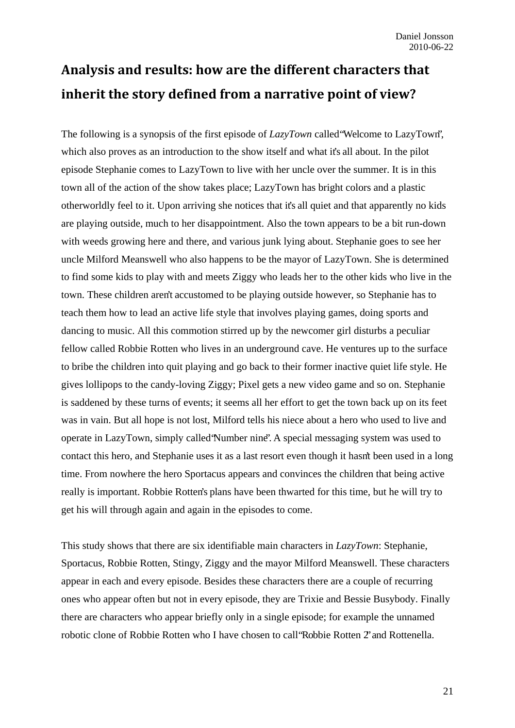## Analysis and results: how are the different characters that inherit the story defined from a narrative point of view?

The following is a synopsis of the first episode of *LazyTown* called "Welcome to LazyTown", which also proves as an introduction to the show itself and what it's all about. In the pilot episode Stephanie comes to LazyTown to live with her uncle over the summer. It is in this town all of the action of the show takes place; LazyTown has bright colors and a plastic otherworldly feel to it. Upon arriving she notices that it's all quiet and that apparently no kids are playing outside, much to her disappointment. Also the town appears to be a bit run-down with weeds growing here and there, and various junk lying about. Stephanie goes to see her uncle Milford Meanswell who also happens to be the mayor of LazyTown. She is determined to find some kids to play with and meets Ziggy who leads her to the other kids who live in the town. These children aren't accustomed to be playing outside however, so Stephanie has to teach them how to lead an active life style that involves playing games, doing sports and dancing to music. All this commotion stirred up by the newcomer girl disturbs a peculiar fellow called Robbie Rotten who lives in an underground cave. He ventures up to the surface to bribe the children into quit playing and go back to their former inactive quiet life style. He gives lollipops to the candy-loving Ziggy; Pixel gets a new video game and so on. Stephanie is saddened by these turns of events; it seems all her effort to get the town back up on its feet was in vain. But all hope is not lost, Milford tells his niece about a hero who used to live and operate in LazyTown, simply called "Number nine". A special messaging system was used to contact this hero, and Stephanie uses it as a last resort even though it hasn't been used in a long time. From nowhere the hero Sportacus appears and convinces the children that being active really is important. Robbie Rotten's plans have been thwarted for this time, but he will try to get his will through again and again in the episodes to come.

This study shows that there are six identifiable main characters in *LazyTown*: Stephanie, Sportacus, Robbie Rotten, Stingy, Ziggy and the mayor Milford Meanswell. These characters appear in each and every episode. Besides these characters there are a couple of recurring ones who appear often but not in every episode, they are Trixie and Bessie Busybody. Finally there are characters who appear briefly only in a single episode; for example the unnamed robotic clone of Robbie Rotten who I have chosen to call "Robbie Rotten 2" and Rottenella.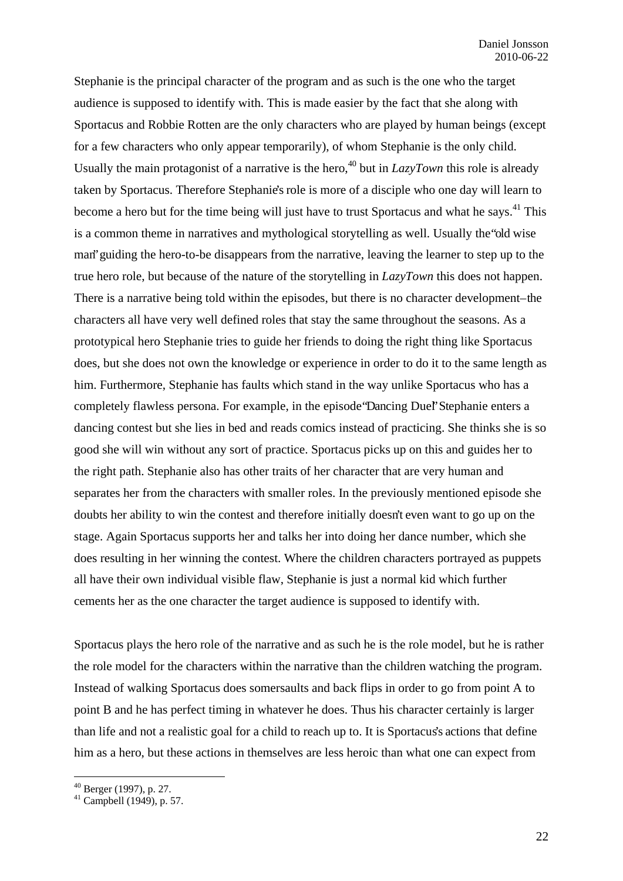Stephanie is the principal character of the program and as such is the one who the target audience is supposed to identify with. This is made easier by the fact that she along with Sportacus and Robbie Rotten are the only characters who are played by human beings (except for a few characters who only appear temporarily), of whom Stephanie is the only child. Usually the main protagonist of a narrative is the hero,[40] but in *LazyTown* this role is already taken by Sportacus. Therefore Stephanie's role is more of a disciple who one day will learn to become a hero but for the time being will just have to trust Sportacus and what he says.[41] This is a common theme in narratives and mythological storytelling as well. Usually the "old wise man" guiding the hero-to-be disappears from the narrative, leaving the learner to step up to the true hero role, but because of the nature of the storytelling in *LazyTown* this does not happen. There is a narrative being told within the episodes, but there is no character development–the characters all have very well defined roles that stay the same throughout the seasons. As a prototypical hero Stephanie tries to guide her friends to doing the right thing like Sportacus does, but she does not own the knowledge or experience in order to do it to the same length as him. Furthermore, Stephanie has faults which stand in the way unlike Sportacus who has a completely flawless persona. For example, in the episode "Dancing Duel" Stephanie enters a dancing contest but she lies in bed and reads comics instead of practicing. She thinks she is so good she will win without any sort of practice. Sportacus picks up on this and guides her to the right path. Stephanie also has other traits of her character that are very human and separates her from the characters with smaller roles. In the previously mentioned episode she doubts her ability to win the contest and therefore initially doesn't even want to go up on the stage. Again Sportacus supports her and talks her into doing her dance number, which she does resulting in her winning the contest. Where the children characters portrayed as puppets all have their own individual visible flaw, Stephanie is just a normal kid which further cements her as the one character the target audience is supposed to identify with.

Sportacus plays the hero role of the narrative and as such he is the role model, but he is rather the role model for the characters within the narrative than the children watching the program. Instead of walking Sportacus does somersaults and back flips in order to go from point A to point B and he has perfect timing in whatever he does. Thus his character certainly is larger than life and not a realistic goal for a child to reach up to. It is Sportacus's actions that define him as a hero, but these actions in themselves are less heroic than what one can expect from

---

[40] Berger (1997), p. 27.

[41] Campbell (1949), p. 57.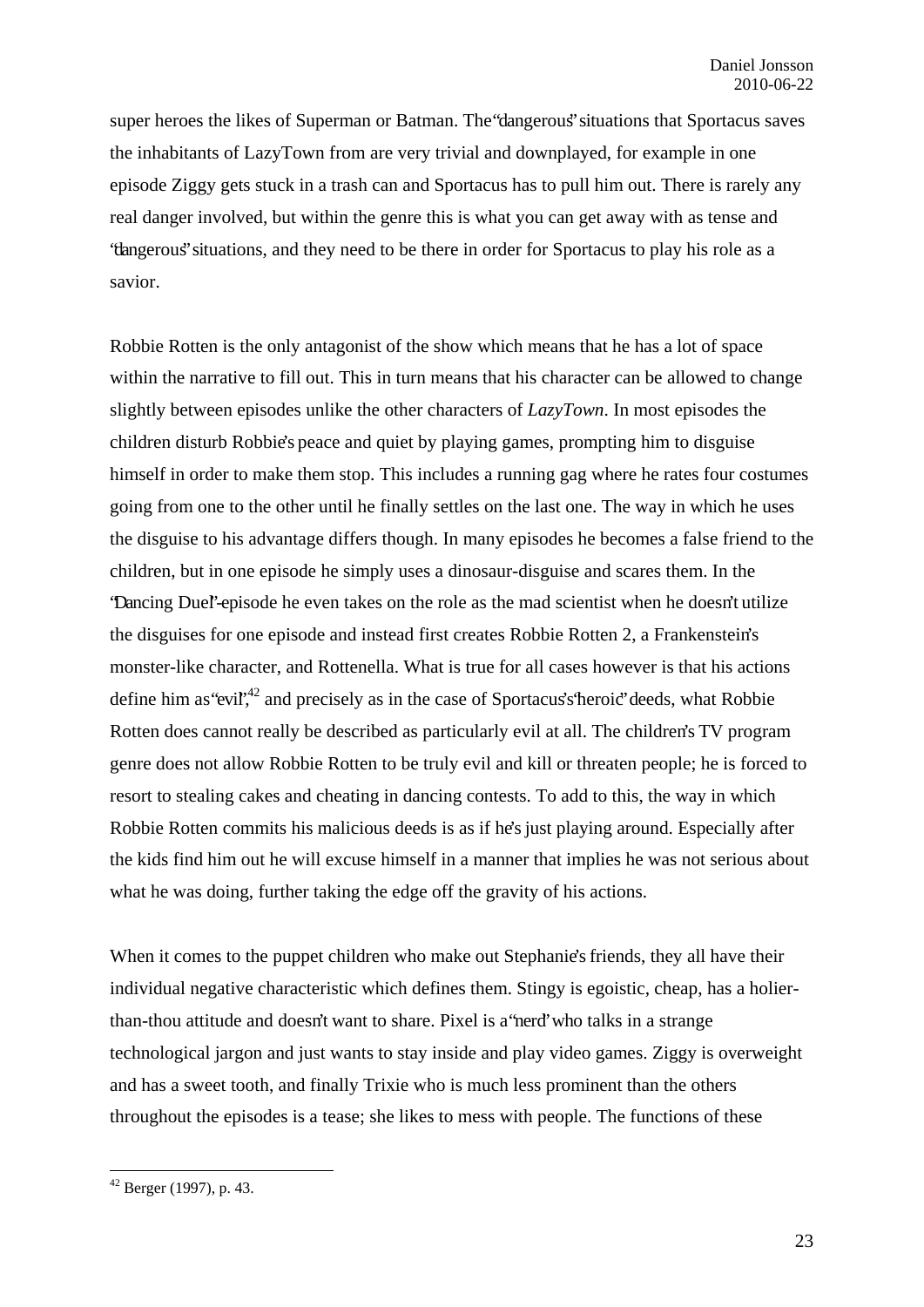super heroes the likes of Superman or Batman. The "dangerous" situations that Sportacus saves the inhabitants of LazyTown from are very trivial and downplayed, for example in one episode Ziggy gets stuck in a trash can and Sportacus has to pull him out. There is rarely any real danger involved, but within the genre this is what you can get away with as tense and "dangerous" situations, and they need to be there in order for Sportacus to play his role as a savior.

Robbie Rotten is the only antagonist of the show which means that he has a lot of space within the narrative to fill out. This in turn means that his character can be allowed to change slightly between episodes unlike the other characters of *LazyTown*. In most episodes the children disturb Robbie's peace and quiet by playing games, prompting him to disguise himself in order to make them stop. This includes a running gag where he rates four costumes going from one to the other until he finally settles on the last one. The way in which he uses the disguise to his advantage differs though. In many episodes he becomes a false friend to the children, but in one episode he simply uses a dinosaur-disguise and scares them. In the "Dancing Duel"-episode he even takes on the role as the mad scientist when he doesn't utilize the disguises for one episode and instead first creates Robbie Rotten 2, a Frankenstein's monster-like character, and Rottenella. What is true for all cases however is that his actions define him as "evil",[42] and precisely as in the case of Sportacus's "heroic" deeds, what Robbie Rotten does cannot really be described as particularly evil at all. The children's TV program genre does not allow Robbie Rotten to be truly evil and kill or threaten people; he is forced to resort to stealing cakes and cheating in dancing contests. To add to this, the way in which Robbie Rotten commits his malicious deeds is as if he's just playing around. Especially after the kids find him out he will excuse himself in a manner that implies he was not serious about what he was doing, further taking the edge off the gravity of his actions.

When it comes to the puppet children who make out Stephanie's friends, they all have their individual negative characteristic which defines them. Stingy is egoistic, cheap, has a holier-than-thou attitude and doesn't want to share. Pixel is a "nerd" who talks in a strange technological jargon and just wants to stay inside and play video games. Ziggy is overweight and has a sweet tooth, and finally Trixie who is much less prominent than the others throughout the episodes is a tease; she likes to mess with people. The functions of these

---

[42] Berger (1997), p. 43.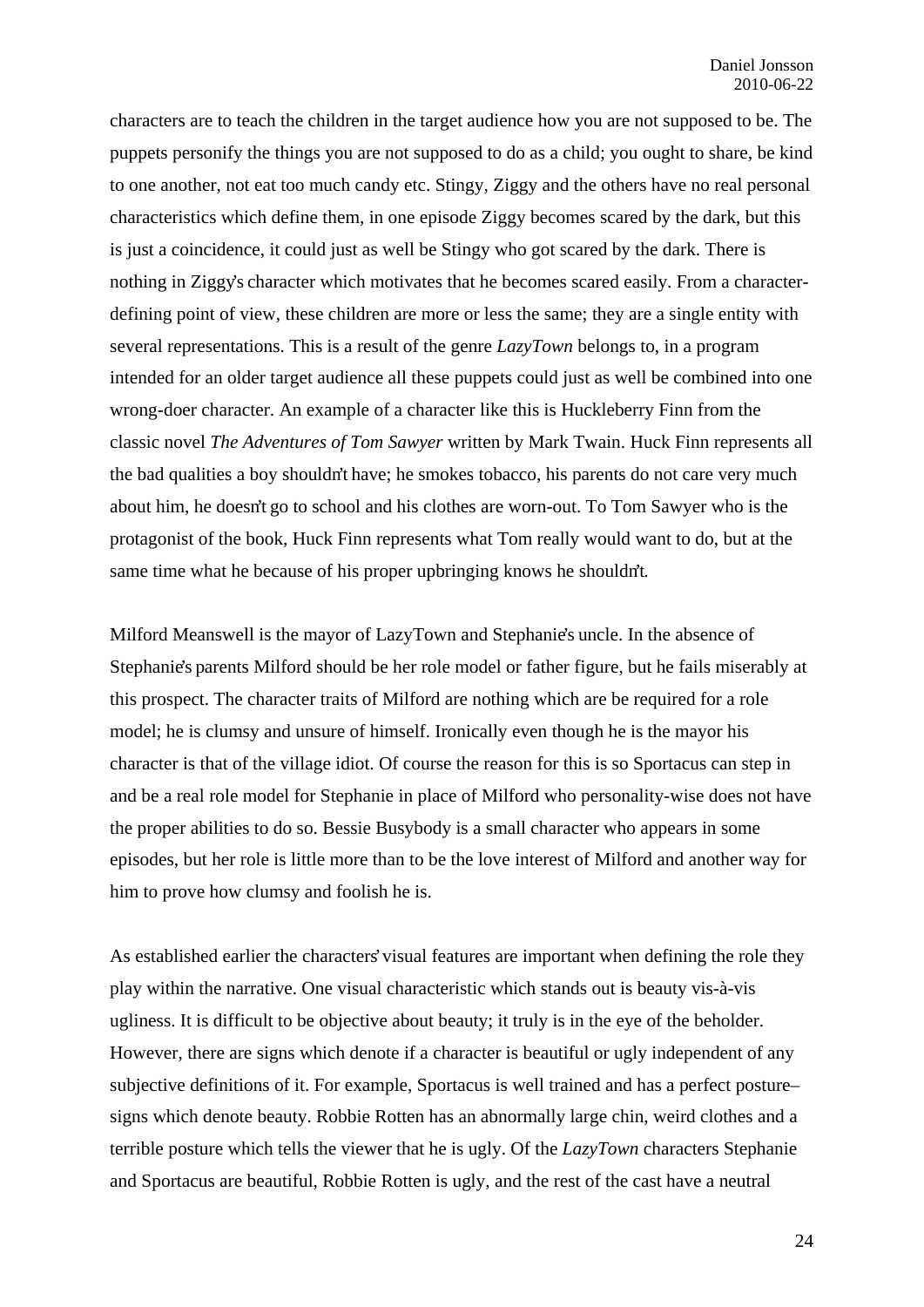characters are to teach the children in the target audience how you are not supposed to be. The puppets personify the things you are not supposed to do as a child; you ought to share, be kind to one another, not eat too much candy etc. Stingy, Ziggy and the others have no real personal characteristics which define them, in one episode Ziggy becomes scared by the dark, but this is just a coincidence, it could just as well be Stingy who got scared by the dark. There is nothing in Ziggy's character which motivates that he becomes scared easily. From a character-defining point of view, these children are more or less the same; they are a single entity with several representations. This is a result of the genre *LazyTown* belongs to, in a program intended for an older target audience all these puppets could just as well be combined into one wrong-doer character. An example of a character like this is Huckleberry Finn from the classic novel *The Adventures of Tom Sawyer* written by Mark Twain. Huck Finn represents all the bad qualities a boy shouldn't have; he smokes tobacco, his parents do not care very much about him, he doesn't go to school and his clothes are worn-out. To Tom Sawyer who is the protagonist of the book, Huck Finn represents what Tom really would want to do, but at the same time what he because of his proper upbringing knows he shouldn't.

Milford Meanswell is the mayor of LazyTown and Stephanie's uncle. In the absence of Stephanie's parents Milford should be her role model or father figure, but he fails miserably at this prospect. The character traits of Milford are nothing which are be required for a role model; he is clumsy and unsure of himself. Ironically even though he is the mayor his character is that of the village idiot. Of course the reason for this is so Sportacus can step in and be a real role model for Stephanie in place of Milford who personality-wise does not have the proper abilities to do so. Bessie Busybody is a small character who appears in some episodes, but her role is little more than to be the love interest of Milford and another way for him to prove how clumsy and foolish he is.

As established earlier the characters' visual features are important when defining the role they play within the narrative. One visual characteristic which stands out is beauty vis-à-vis ugliness. It is difficult to be objective about beauty; it truly is in the eye of the beholder. However, there are signs which denote if a character is beautiful or ugly independent of any subjective definitions of it. For example, Sportacus is well trained and has a perfect posture– signs which denote beauty. Robbie Rotten has an abnormally large chin, weird clothes and a terrible posture which tells the viewer that he is ugly. Of the *LazyTown* characters Stephanie and Sportacus are beautiful, Robbie Rotten is ugly, and the rest of the cast have a neutral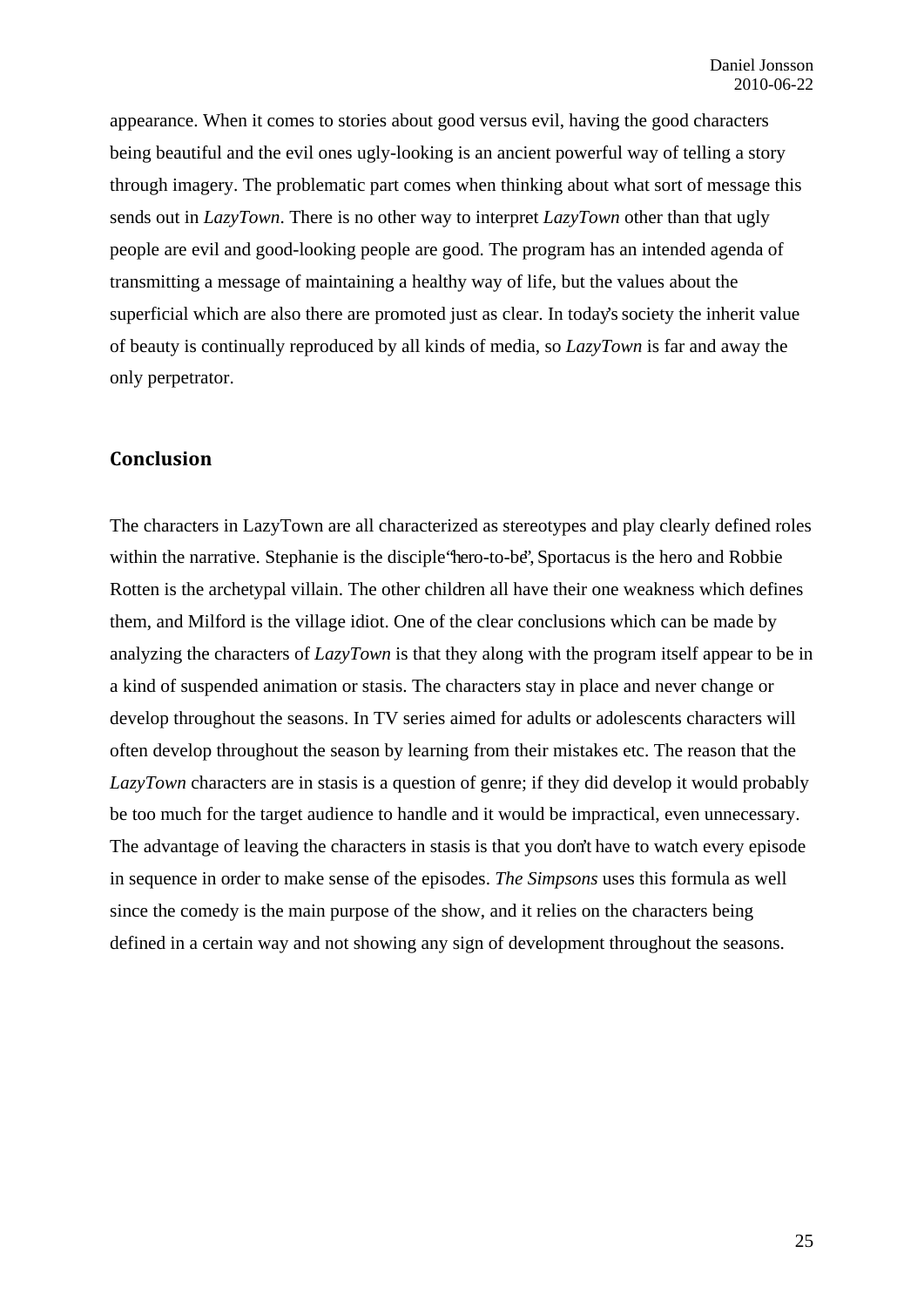appearance. When it comes to stories about good versus evil, having the good characters being beautiful and the evil ones ugly-looking is an ancient powerful way of telling a story through imagery. The problematic part comes when thinking about what sort of message this sends out in *LazyTown*. There is no other way to interpret *LazyTown* other than that ugly people are evil and good-looking people are good. The program has an intended agenda of transmitting a message of maintaining a healthy way of life, but the values about the superficial which are also there are promoted just as clear. In today's society the inherit value of beauty is continually reproduced by all kinds of media, so *LazyTown* is far and away the only perpetrator.

## Conclusion

The characters in LazyTown are all characterized as stereotypes and play clearly defined roles within the narrative. Stephanie is the disciple "hero-to-be", Sportacus is the hero and Robbie Rotten is the archetypal villain. The other children all have their one weakness which defines them, and Milford is the village idiot. One of the clear conclusions which can be made by analyzing the characters of *LazyTown* is that they along with the program itself appear to be in a kind of suspended animation or stasis. The characters stay in place and never change or develop throughout the seasons. In TV series aimed for adults or adolescents characters will often develop throughout the season by learning from their mistakes etc. The reason that the *LazyTown* characters are in stasis is a question of genre; if they did develop it would probably be too much for the target audience to handle and it would be impractical, even unnecessary. The advantage of leaving the characters in stasis is that you don't have to watch every episode in sequence in order to make sense of the episodes. *The Simpsons* uses this formula as well since the comedy is the main purpose of the show, and it relies on the characters being defined in a certain way and not showing any sign of development throughout the seasons.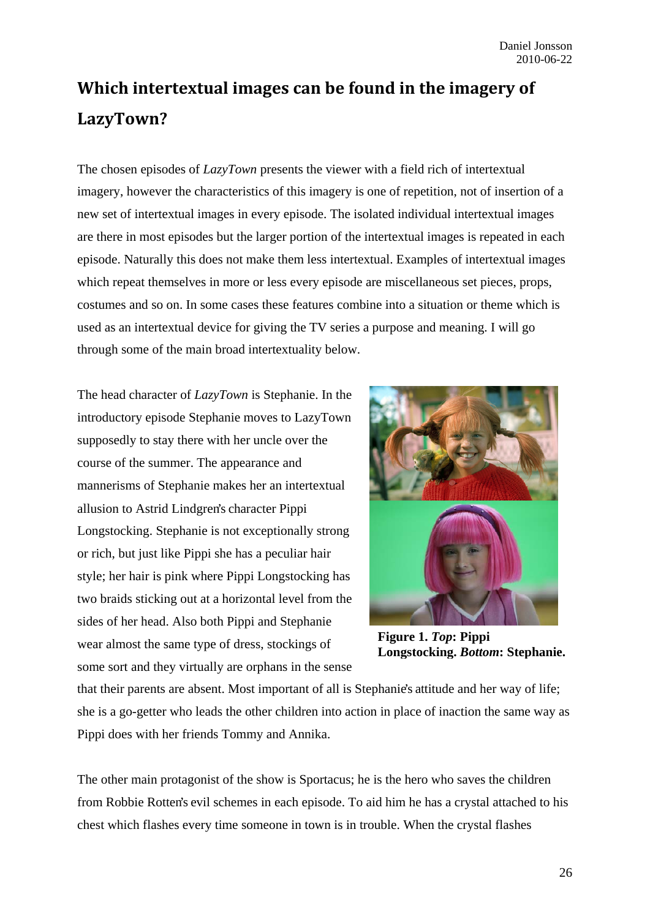## Which intertextual images can be found in the imagery of LazyTown?

The chosen episodes of *LazyTown* presents the viewer with a field rich of intertextual imagery, however the characteristics of this imagery is one of repetition, not of insertion of a new set of intertextual images in every episode. The isolated individual intertextual images are there in most episodes but the larger portion of the intertextual images is repeated in each episode. Naturally this does not make them less intertextual. Examples of intertextual images which repeat themselves in more or less every episode are miscellaneous set pieces, props, costumes and so on. In some cases these features combine into a situation or theme which is used as an intertextual device for giving the TV series a purpose and meaning. I will go through some of the main broad intertextuality below.

The head character of *LazyTown* is Stephanie. In the introductory episode Stephanie moves to LazyTown supposedly to stay there with her uncle over the course of the summer. The appearance and mannerisms of Stephanie makes her an intertextual allusion to Astrid Lindgren's character Pippi Longstocking. Stephanie is not exceptionally strong or rich, but just like Pippi she has a peculiar hair style; her hair is pink where Pippi Longstocking has two braids sticking out at a horizontal level from the sides of her head. Also both Pippi and Stephanie wear almost the same type of dress, stockings of some sort and they virtually are orphans in the sense that their parents are absent. Most important of all is Stephanie's attitude and her way of life; she is a go-getter who leads the other children into action in place of inaction the same way as Pippi does with her friends Tommy and Annika.

**Figure 1.** ***Top*: Pippi Longstocking. *Bottom*: Stephanie.**

The other main protagonist of the show is Sportacus; he is the hero who saves the children from Robbie Rotten's evil schemes in each episode. To aid him he has a crystal attached to his chest which flashes every time someone in town is in trouble. When the crystal flashes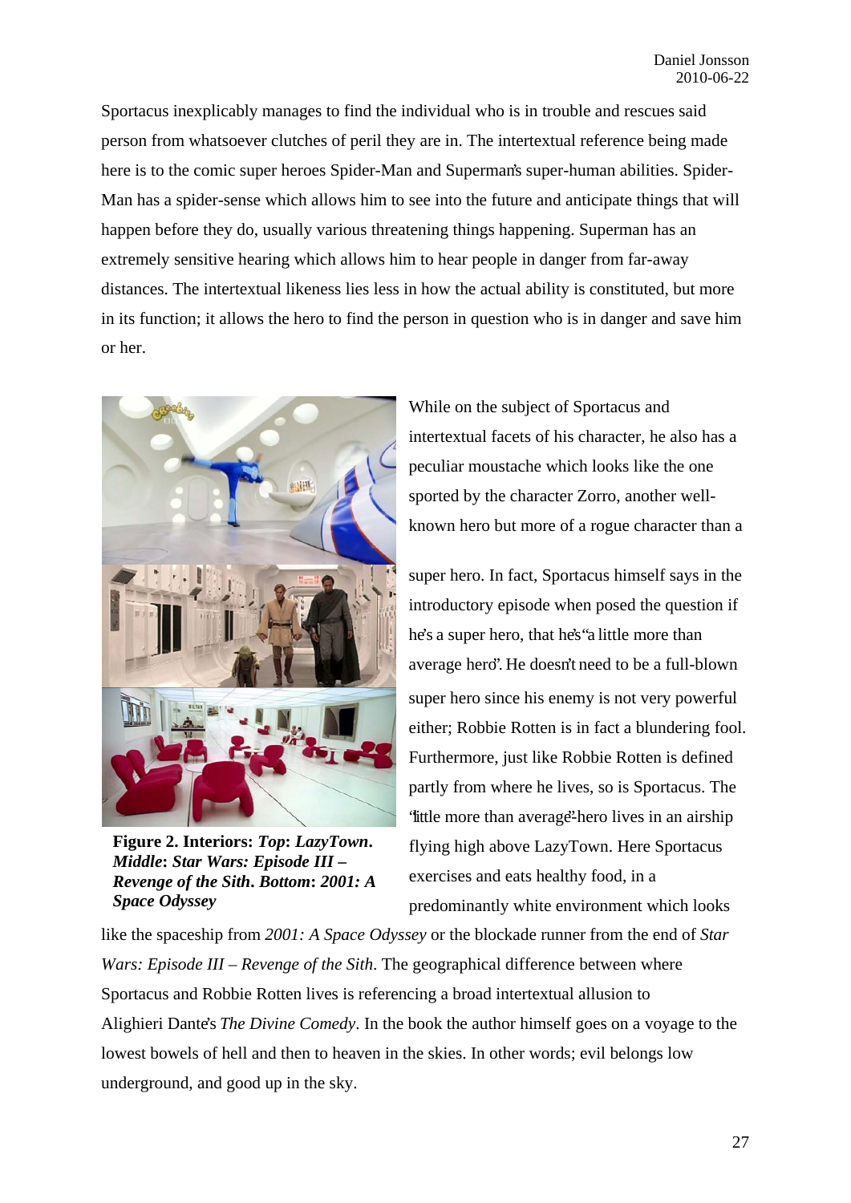Sportacus inexplicably manages to find the individual who is in trouble and rescues said person from whatsoever clutches of peril they are in. The intertextual reference being made here is to the comic super heroes Spider-Man and Superman's super-human abilities. Spider-Man has a spider-sense which allows him to see into the future and anticipate things that will happen before they do, usually various threatening things happening. Superman has an extremely sensitive hearing which allows him to hear people in danger from far-away distances. The intertextual likeness lies less in how the actual ability is constituted, but more in its function; it allows the hero to find the person in question who is in danger and save him or her.

**Figure 2. Interiors: *Top*: *LazyTown*. *Middle*: *Star Wars: Episode III – Revenge of the Sith*. Bottom: *2001: A Space Odyssey***

While on the subject of Sportacus and intertextual facets of his character, he also has a peculiar moustache which looks like the one sported by the character Zorro, another well-known hero but more of a rogue character than a super hero. In fact, Sportacus himself says in the introductory episode when posed the question if he's a super hero, that he's "a little more than average hero". He doesn't need to be a full-blown super hero since his enemy is not very powerful either; Robbie Rotten is in fact a blundering fool. Furthermore, just like Robbie Rotten is defined partly from where he lives, so is Sportacus. The "little more than average" hero lives in an airship flying high above LazyTown. Here Sportacus exercises and eats healthy food, in a predominantly white environment which looks like the spaceship from *2001: A Space Odyssey* or the blockade runner from the end of *Star Wars: Episode III – Revenge of the Sith*. The geographical difference between where Sportacus and Robbie Rotten lives is referencing a broad intertextual allusion to Alighieri Dante's *The Divine Comedy*. In the book the author himself goes on a voyage to the lowest bowels of hell and then to heaven in the skies. In other words; evil belongs low underground, and good up in the sky.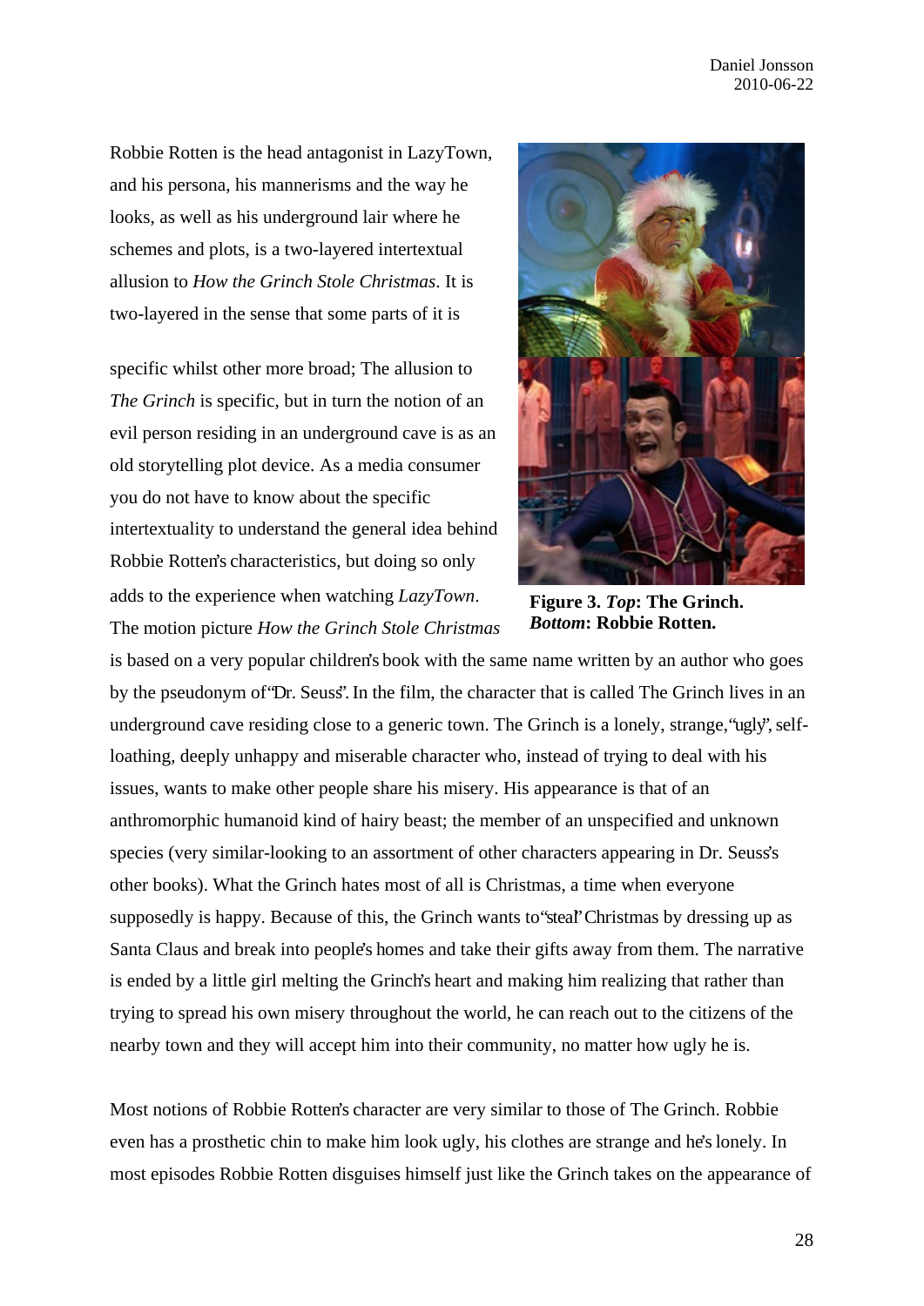Robbie Rotten is the head antagonist in LazyTown, and his persona, his mannerisms and the way he looks, as well as his underground lair where he schemes and plots, is a two-layered intertextual allusion to *How the Grinch Stole Christmas*. It is two-layered in the sense that some parts of it is

specific whilst other more broad; The allusion to *The Grinch* is specific, but in turn the notion of an evil person residing in an underground cave is as an old storytelling plot device. As a media consumer you do not have to know about the specific intertextuality to understand the general idea behind Robbie Rotten's characteristics, but doing so only adds to the experience when watching *LazyTown*. The motion picture *How the Grinch Stole Christmas* is based on a very popular children's book with the same name written by an author who goes by the pseudonym of "Dr. Seuss". In the film, the character that is called The Grinch lives in an underground cave residing close to a generic town. The Grinch is a lonely, strange, "ugly", self-loathing, deeply unhappy and miserable character who, instead of trying to deal with his issues, wants to make other people share his misery. His appearance is that of an anthromorphic humanoid kind of hairy beast; the member of an unspecified and unknown species (very similar-looking to an assortment of other characters appearing in Dr. Seuss's other books). What the Grinch hates most of all is Christmas, a time when everyone supposedly is happy. Because of this, the Grinch wants to "steal" Christmas by dressing up as Santa Claus and break into people's homes and take their gifts away from them. The narrative is ended by a little girl melting the Grinch's heart and making him realizing that rather than trying to spread his own misery throughout the world, he can reach out to the citizens of the nearby town and they will accept him into their community, no matter how ugly he is.

**Figure 3. *Top*: The Grinch. *Bottom*: Robbie Rotten.**

Most notions of Robbie Rotten's character are very similar to those of The Grinch. Robbie even has a prosthetic chin to make him look ugly, his clothes are strange and he's lonely. In most episodes Robbie Rotten disguises himself just like the Grinch takes on the appearance of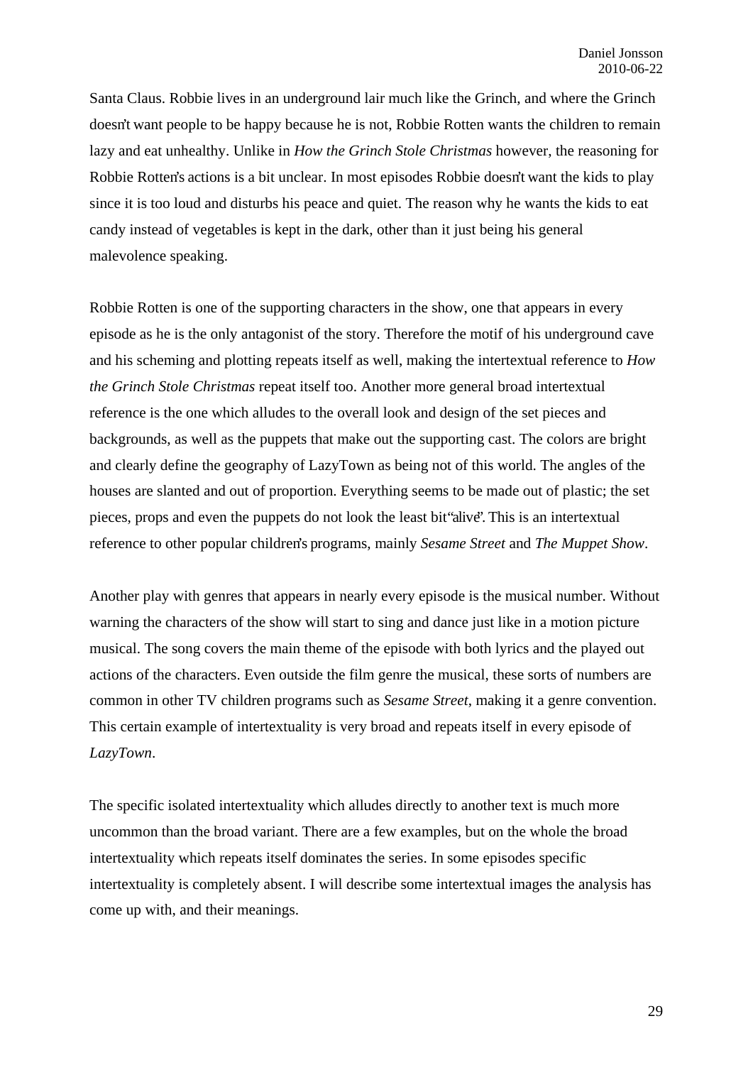Santa Claus. Robbie lives in an underground lair much like the Grinch, and where the Grinch doesn't want people to be happy because he is not, Robbie Rotten wants the children to remain lazy and eat unhealthy. Unlike in *How the Grinch Stole Christmas* however, the reasoning for Robbie Rotten's actions is a bit unclear. In most episodes Robbie doesn't want the kids to play since it is too loud and disturbs his peace and quiet. The reason why he wants the kids to eat candy instead of vegetables is kept in the dark, other than it just being his general malevolence speaking.

Robbie Rotten is one of the supporting characters in the show, one that appears in every episode as he is the only antagonist of the story. Therefore the motif of his underground cave and his scheming and plotting repeats itself as well, making the intertextual reference to *How the Grinch Stole Christmas* repeat itself too. Another more general broad intertextual reference is the one which alludes to the overall look and design of the set pieces and backgrounds, as well as the puppets that make out the supporting cast. The colors are bright and clearly define the geography of LazyTown as being not of this world. The angles of the houses are slanted and out of proportion. Everything seems to be made out of plastic; the set pieces, props and even the puppets do not look the least bit "alive". This is an intertextual reference to other popular children's programs, mainly *Sesame Street* and *The Muppet Show*.

Another play with genres that appears in nearly every episode is the musical number. Without warning the characters of the show will start to sing and dance just like in a motion picture musical. The song covers the main theme of the episode with both lyrics and the played out actions of the characters. Even outside the film genre the musical, these sorts of numbers are common in other TV children programs such as *Sesame Street*, making it a genre convention. This certain example of intertextuality is very broad and repeats itself in every episode of *LazyTown*.

The specific isolated intertextuality which alludes directly to another text is much more uncommon than the broad variant. There are a few examples, but on the whole the broad intertextuality which repeats itself dominates the series. In some episodes specific intertextuality is completely absent. I will describe some intertextual images the analysis has come up with, and their meanings.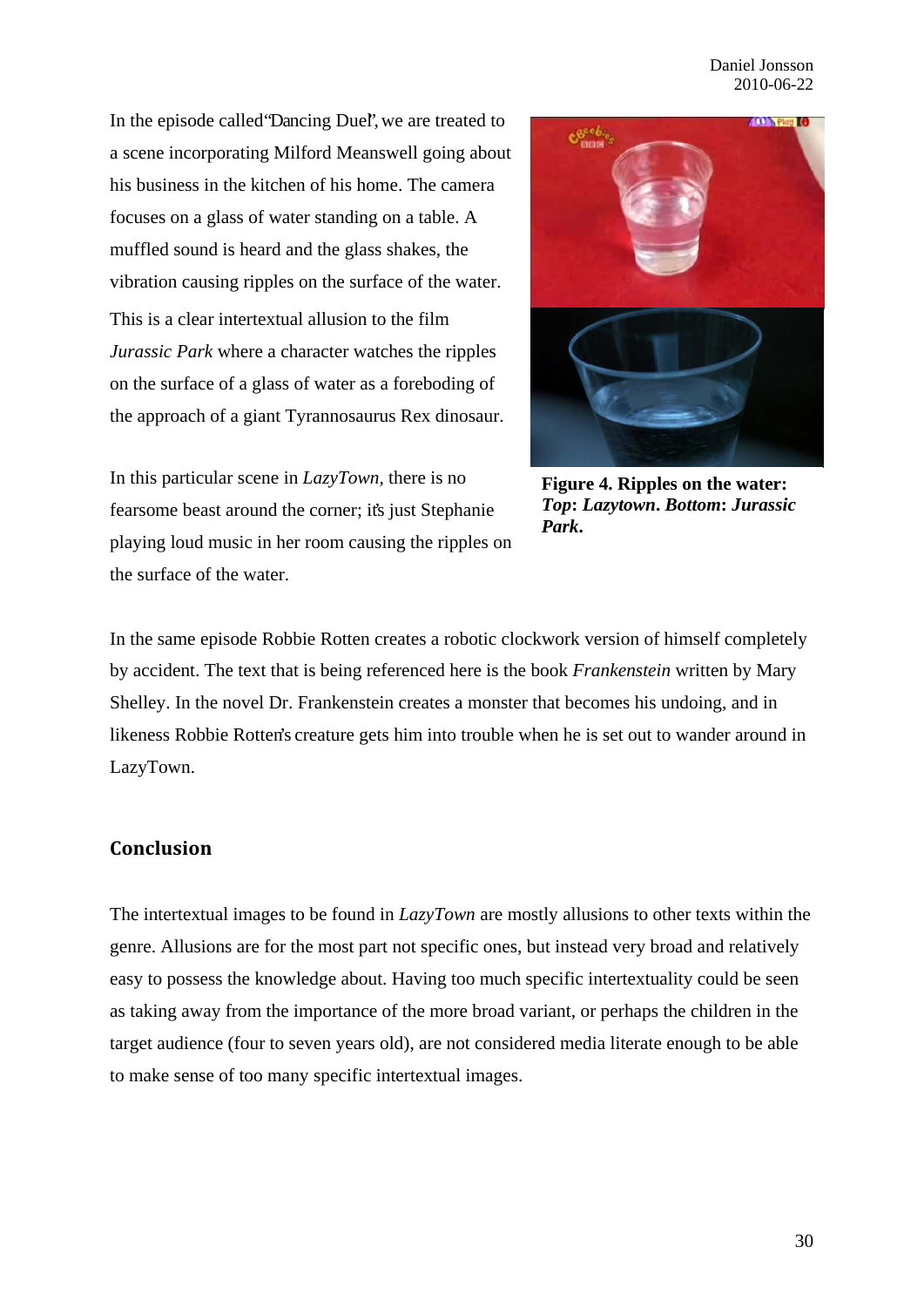In the episode called "Dancing Duel", we are treated to a scene incorporating Milford Meanswell going about his business in the kitchen of his home. The camera focuses on a glass of water standing on a table. A muffled sound is heard and the glass shakes, the vibration causing ripples on the surface of the water. This is a clear intertextual allusion to the film *Jurassic Park* where a character watches the ripples on the surface of a glass of water as a foreboding of the approach of a giant Tyrannosaurus Rex dinosaur.

In this particular scene in *LazyTown*, there is no fearsome beast around the corner; it's just Stephanie playing loud music in her room causing the ripples on the surface of the water.

**Figure 4. Ripples on the water: *Top*: *Lazytown*. *Bottom*: *Jurassic Park*.**

In the same episode Robbie Rotten creates a robotic clockwork version of himself completely by accident. The text that is being referenced here is the book *Frankenstein* written by Mary Shelley. In the novel Dr. Frankenstein creates a monster that becomes his undoing, and in likeness Robbie Rotten's creature gets him into trouble when he is set out to wander around in LazyTown.

## Conclusion

The intertextual images to be found in *LazyTown* are mostly allusions to other texts within the genre. Allusions are for the most part not specific ones, but instead very broad and relatively easy to possess the knowledge about. Having too much specific intertextuality could be seen as taking away from the importance of the more broad variant, or perhaps the children in the target audience (four to seven years old), are not considered media literate enough to be able to make sense of too many specific intertextual images.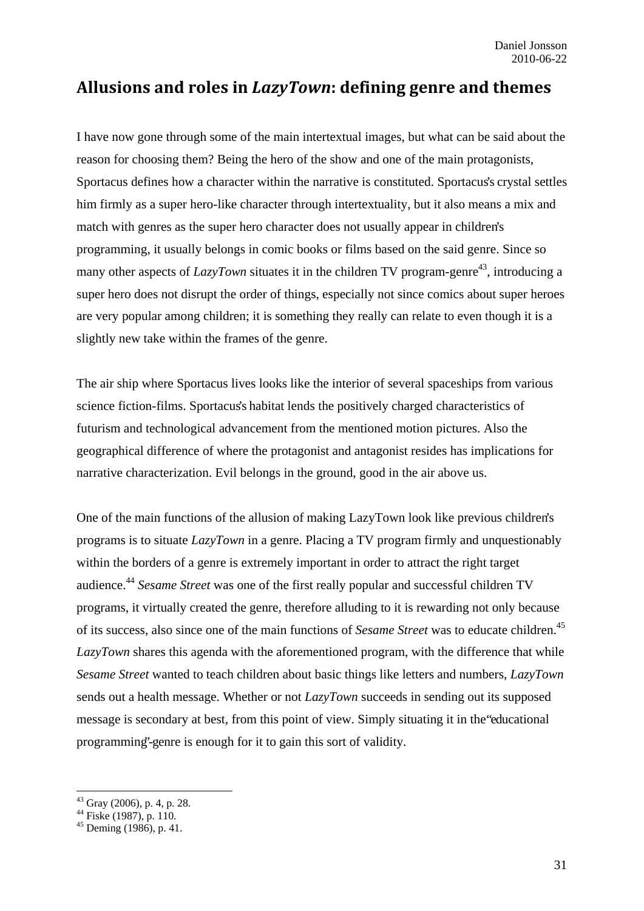# Allusions and roles in *LazyTown*: defining genre and themes

I have now gone through some of the main intertextual images, but what can be said about the reason for choosing them? Being the hero of the show and one of the main protagonists, Sportacus defines how a character within the narrative is constituted. Sportacus's crystal settles him firmly as a super hero-like character through intertextuality, but it also means a mix and match with genres as the super hero character does not usually appear in children's programming, it usually belongs in comic books or films based on the said genre. Since so many other aspects of *LazyTown* situates it in the children TV program-genre[43], introducing a super hero does not disrupt the order of things, especially not since comics about super heroes are very popular among children; it is something they really can relate to even though it is a slightly new take within the frames of the genre.

The air ship where Sportacus lives looks like the interior of several spaceships from various science fiction-films. Sportacus's habitat lends the positively charged characteristics of futurism and technological advancement from the mentioned motion pictures. Also the geographical difference of where the protagonist and antagonist resides has implications for narrative characterization. Evil belongs in the ground, good in the air above us.

One of the main functions of the allusion of making LazyTown look like previous children's programs is to situate *LazyTown* in a genre. Placing a TV program firmly and unquestionably within the borders of a genre is extremely important in order to attract the right target audience.[44] *Sesame Street* was one of the first really popular and successful children TV programs, it virtually created the genre, therefore alluding to it is rewarding not only because of its success, also since one of the main functions of *Sesame Street* was to educate children.[45] *LazyTown* shares this agenda with the aforementioned program, with the difference that while *Sesame Street* wanted to teach children about basic things like letters and numbers, *LazyTown* sends out a health message. Whether or not *LazyTown* succeeds in sending out its supposed message is secondary at best, from this point of view. Simply situating it in the "educational programming"-genre is enough for it to gain this sort of validity.

---

[43] Gray (2006), p. 4, p. 28.
[44] Fiske (1987), p. 110.
[45] Deming (1986), p. 41.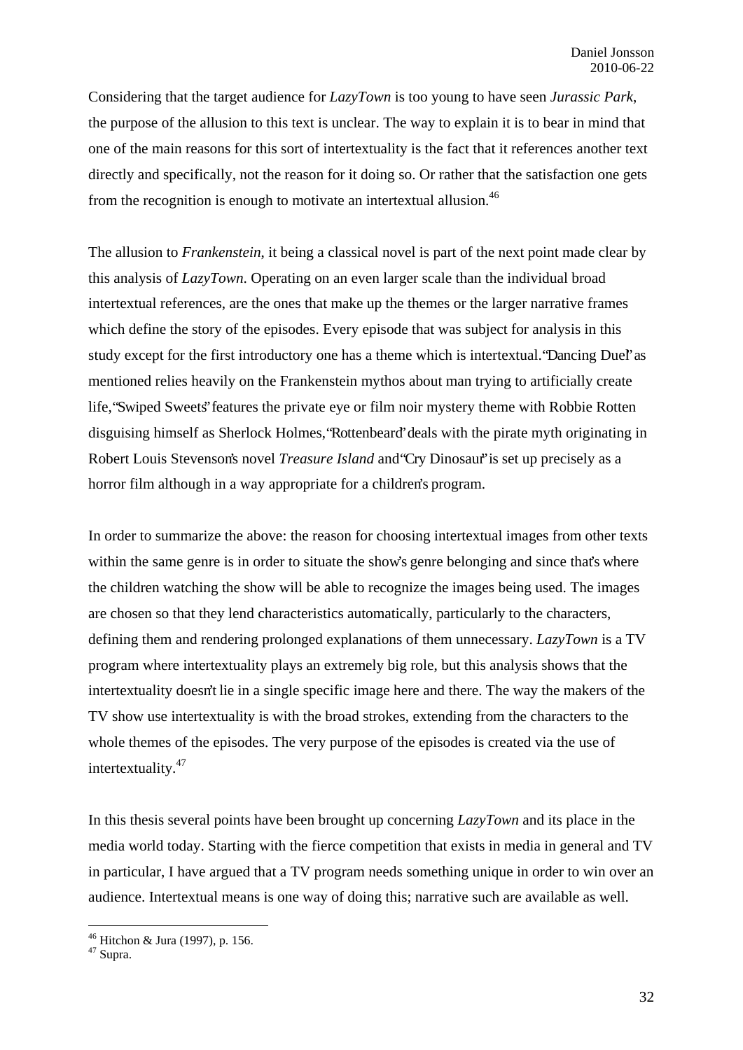Considering that the target audience for *LazyTown* is too young to have seen *Jurassic Park*, the purpose of the allusion to this text is unclear. The way to explain it is to bear in mind that one of the main reasons for this sort of intertextuality is the fact that it references another text directly and specifically, not the reason for it doing so. Or rather that the satisfaction one gets from the recognition is enough to motivate an intertextual allusion.[46]

The allusion to *Frankenstein*, it being a classical novel is part of the next point made clear by this analysis of *LazyTown*. Operating on an even larger scale than the individual broad intertextual references, are the ones that make up the themes or the larger narrative frames which define the story of the episodes. Every episode that was subject for analysis in this study except for the first introductory one has a theme which is intertextual. "Dancing Duel" as mentioned relies heavily on the Frankenstein mythos about man trying to artificially create life, "Swiped Sweets" features the private eye or film noir mystery theme with Robbie Rotten disguising himself as Sherlock Holmes, "Rottenbeard" deals with the pirate myth originating in Robert Louis Stevenson's novel *Treasure Island* and "Cry Dinosaur" is set up precisely as a horror film although in a way appropriate for a children's program.

In order to summarize the above: the reason for choosing intertextual images from other texts within the same genre is in order to situate the show's genre belonging and since that's where the children watching the show will be able to recognize the images being used. The images are chosen so that they lend characteristics automatically, particularly to the characters, defining them and rendering prolonged explanations of them unnecessary. *LazyTown* is a TV program where intertextuality plays an extremely big role, but this analysis shows that the intertextuality doesn't lie in a single specific image here and there. The way the makers of the TV show use intertextuality is with the broad strokes, extending from the characters to the whole themes of the episodes. The very purpose of the episodes is created via the use of intertextuality.[47]

In this thesis several points have been brought up concerning *LazyTown* and its place in the media world today. Starting with the fierce competition that exists in media in general and TV in particular, I have argued that a TV program needs something unique in order to win over an audience. Intertextual means is one way of doing this; narrative such are available as well.

---

[46] Hitchon & Jura (1997), p. 156.

[47] Supra.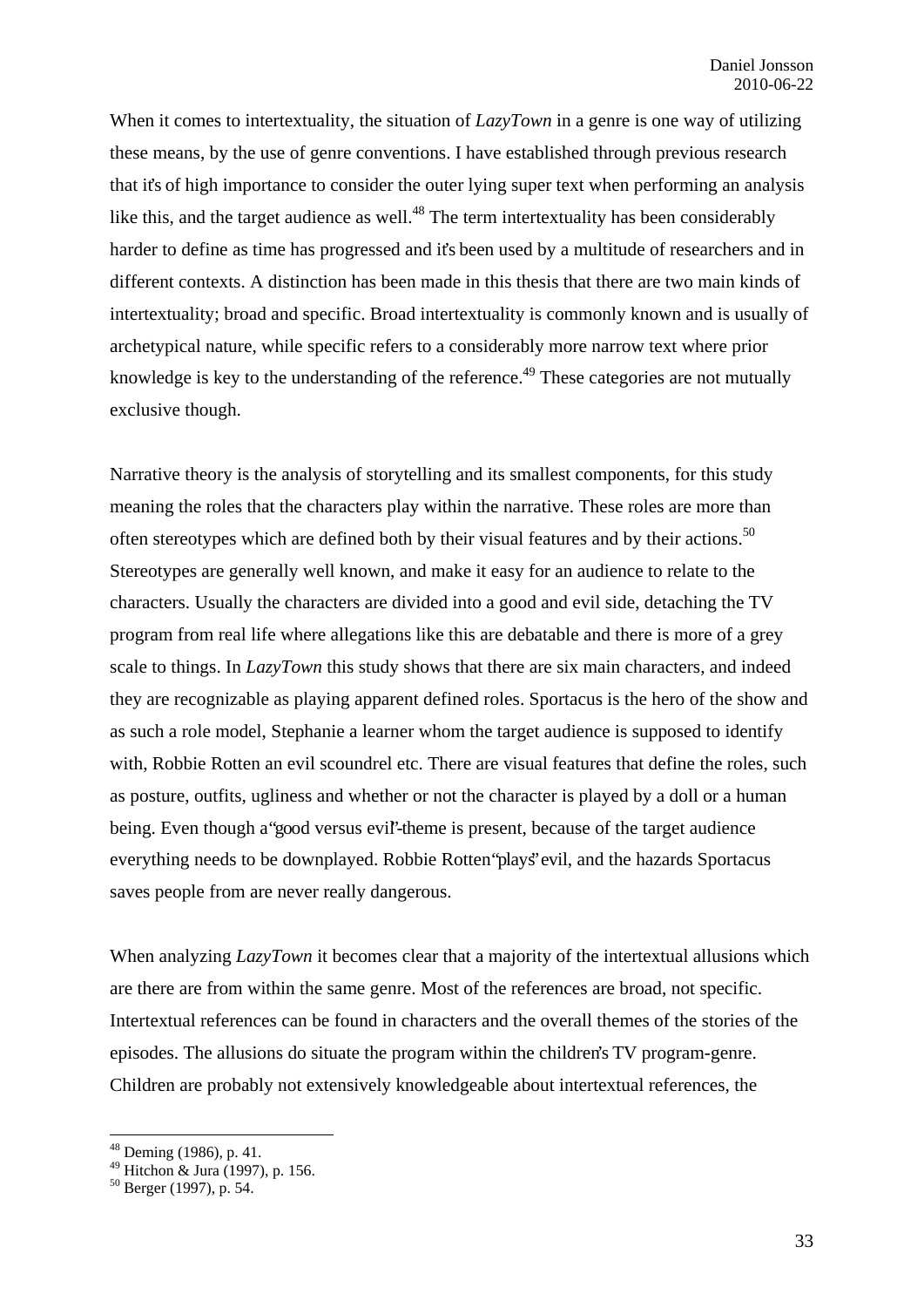When it comes to intertextuality, the situation of *LazyTown* in a genre is one way of utilizing these means, by the use of genre conventions. I have established through previous research that it's of high importance to consider the outer lying super text when performing an analysis like this, and the target audience as well.[48] The term intertextuality has been considerably harder to define as time has progressed and it's been used by a multitude of researchers and in different contexts. A distinction has been made in this thesis that there are two main kinds of intertextuality; broad and specific. Broad intertextuality is commonly known and is usually of archetypical nature, while specific refers to a considerably more narrow text where prior knowledge is key to the understanding of the reference.[49] These categories are not mutually exclusive though.

Narrative theory is the analysis of storytelling and its smallest components, for this study meaning the roles that the characters play within the narrative. These roles are more than often stereotypes which are defined both by their visual features and by their actions.[50] Stereotypes are generally well known, and make it easy for an audience to relate to the characters. Usually the characters are divided into a good and evil side, detaching the TV program from real life where allegations like this are debatable and there is more of a grey scale to things. In *LazyTown* this study shows that there are six main characters, and indeed they are recognizable as playing apparent defined roles. Sportacus is the hero of the show and as such a role model, Stephanie a learner whom the target audience is supposed to identify with, Robbie Rotten an evil scoundrel etc. There are visual features that define the roles, such as posture, outfits, ugliness and whether or not the character is played by a doll or a human being. Even though a "good versus evil"-theme is present, because of the target audience everything needs to be downplayed. Robbie Rotten "plays" evil, and the hazards Sportacus saves people from are never really dangerous.

When analyzing *LazyTown* it becomes clear that a majority of the intertextual allusions which are there are from within the same genre. Most of the references are broad, not specific. Intertextual references can be found in characters and the overall themes of the stories of the episodes. The allusions do situate the program within the children's TV program-genre. Children are probably not extensively knowledgeable about intertextual references, the

---

[48] Deming (1986), p. 41.
[49] Hitchon & Jura (1997), p. 156.
[50] Berger (1997), p. 54.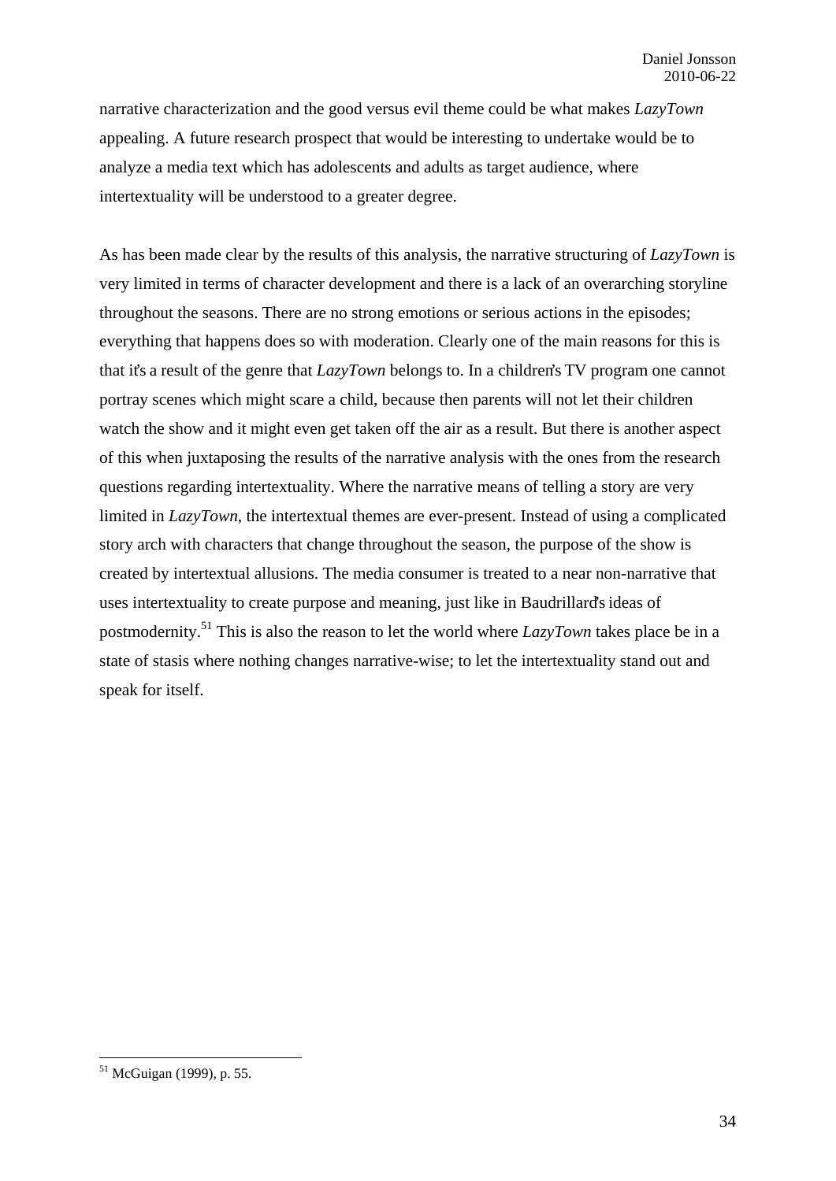narrative characterization and the good versus evil theme could be what makes *LazyTown* appealing. A future research prospect that would be interesting to undertake would be to analyze a media text which has adolescents and adults as target audience, where intertextuality will be understood to a greater degree.

As has been made clear by the results of this analysis, the narrative structuring of *LazyTown* is very limited in terms of character development and there is a lack of an overarching storyline throughout the seasons. There are no strong emotions or serious actions in the episodes; everything that happens does so with moderation. Clearly one of the main reasons for this is that it's a result of the genre that *LazyTown* belongs to. In a children's TV program one cannot portray scenes which might scare a child, because then parents will not let their children watch the show and it might even get taken off the air as a result. But there is another aspect of this when juxtaposing the results of the narrative analysis with the ones from the research questions regarding intertextuality. Where the narrative means of telling a story are very limited in *LazyTown*, the intertextual themes are ever-present. Instead of using a complicated story arch with characters that change throughout the season, the purpose of the show is created by intertextual allusions. The media consumer is treated to a near non-narrative that uses intertextuality to create purpose and meaning, just like in Baudrillard's ideas of postmodernity.[51] This is also the reason to let the world where *LazyTown* takes place be in a state of stasis where nothing changes narrative-wise; to let the intertextuality stand out and speak for itself.

[51] McGuigan (1999), p. 55.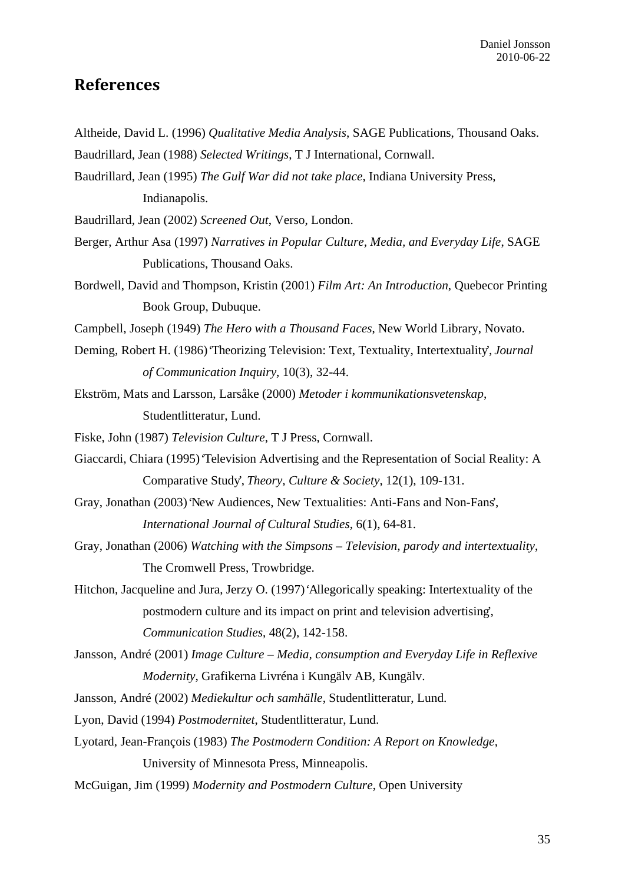## References

Altheide, David L. (1996) *Qualitative Media Analysis*, SAGE Publications, Thousand Oaks.

Baudrillard, Jean (1988) *Selected Writings*, T J International, Cornwall.

Baudrillard, Jean (1995) *The Gulf War did not take place*, Indiana University Press, Indianapolis.

Baudrillard, Jean (2002) *Screened Out*, Verso, London.

Berger, Arthur Asa (1997) *Narratives in Popular Culture, Media, and Everyday Life*, SAGE Publications, Thousand Oaks.

Bordwell, David and Thompson, Kristin (2001) *Film Art: An Introduction*, Quebecor Printing Book Group, Dubuque.

Campbell, Joseph (1949) *The Hero with a Thousand Faces*, New World Library, Novato.

Deming, Robert H. (1986) 'Theorizing Television: Text, Textuality, Intertextuality', *Journal of Communication Inquiry*, 10(3), 32-44.

Ekström, Mats and Larsson, Larsåke (2000) *Metoder i kommunikationsvetenskap*, Studentlitteratur, Lund.

Fiske, John (1987) *Television Culture*, T J Press, Cornwall.

Giaccardi, Chiara (1995) 'Television Advertising and the Representation of Social Reality: A Comparative Study', *Theory, Culture & Society*, 12(1), 109-131.

Gray, Jonathan (2003) 'New Audiences, New Textualities: Anti-Fans and Non-Fans', *International Journal of Cultural Studies*, 6(1), 64-81.

Gray, Jonathan (2006) *Watching with the Simpsons – Television, parody and intertextuality*, The Cromwell Press, Trowbridge.

Hitchon, Jacqueline and Jura, Jerzy O. (1997) 'Allegorically speaking: Intertextuality of the postmodern culture and its impact on print and television advertising', *Communication Studies*, 48(2), 142-158.

Jansson, André (2001) *Image Culture – Media, consumption and Everyday Life in Reflexive Modernity*, Grafikerna Livréna i Kungälv AB, Kungälv.

Jansson, André (2002) *Mediekultur och samhälle*, Studentlitteratur, Lund.

Lyon, David (1994) *Postmodernitet*, Studentlitteratur, Lund.

Lyotard, Jean-François (1983) *The Postmodern Condition: A Report on Knowledge*, University of Minnesota Press, Minneapolis.

McGuigan, Jim (1999) *Modernity and Postmodern Culture*, Open University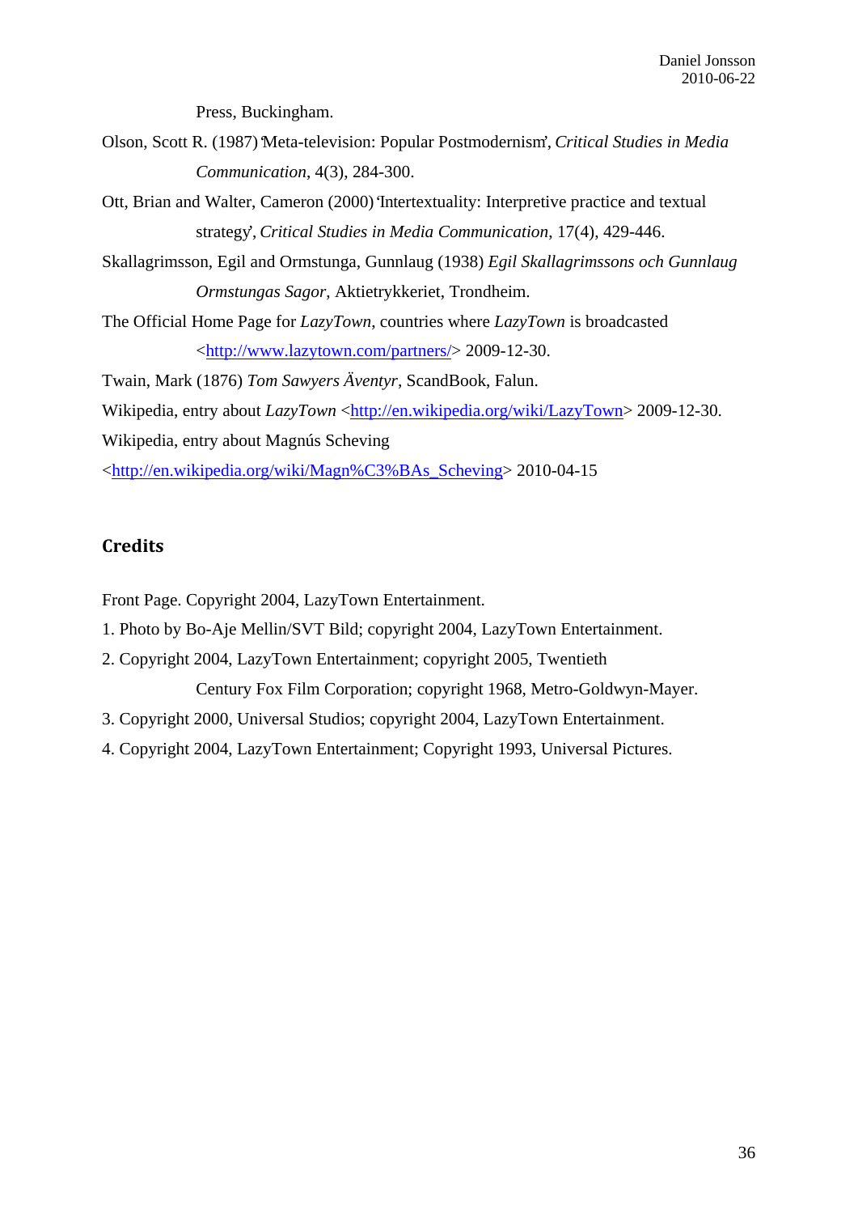Press, Buckingham.

Olson, Scott R. (1987) 'Meta-television: Popular Postmodernism', *Critical Studies in Media Communication*, 4(3), 284-300.

Ott, Brian and Walter, Cameron (2000) 'Intertextuality: Interpretive practice and textual strategy', *Critical Studies in Media Communication*, 17(4), 429-446.

Skallagrimsson, Egil and Ormstunga, Gunnlaug (1938) *Egil Skallagrimssons och Gunnlaug Ormstungas Sagor*, Aktietrykkeriet, Trondheim.

The Official Home Page for *LazyTown*, countries where *LazyTown* is broadcasted <http://www.lazytown.com/partners/> 2009-12-30.

Twain, Mark (1876) *Tom Sawyers Äventyr*, ScandBook, Falun.

Wikipedia, entry about *LazyTown* <http://en.wikipedia.org/wiki/LazyTown> 2009-12-30.

Wikipedia, entry about Magnús Scheving <http://en.wikipedia.org/wiki/Magn%C3%BAs_Scheving> 2010-04-15

## Credits

Front Page. Copyright 2004, LazyTown Entertainment.

1. Photo by Bo-Aje Mellin/SVT Bild; copyright 2004, LazyTown Entertainment.
2. Copyright 2004, LazyTown Entertainment; copyright 2005, Twentieth Century Fox Film Corporation; copyright 1968, Metro-Goldwyn-Mayer.
3. Copyright 2000, Universal Studios; copyright 2004, LazyTown Entertainment.
4. Copyright 2004, LazyTown Entertainment; Copyright 1993, Universal Pictures.